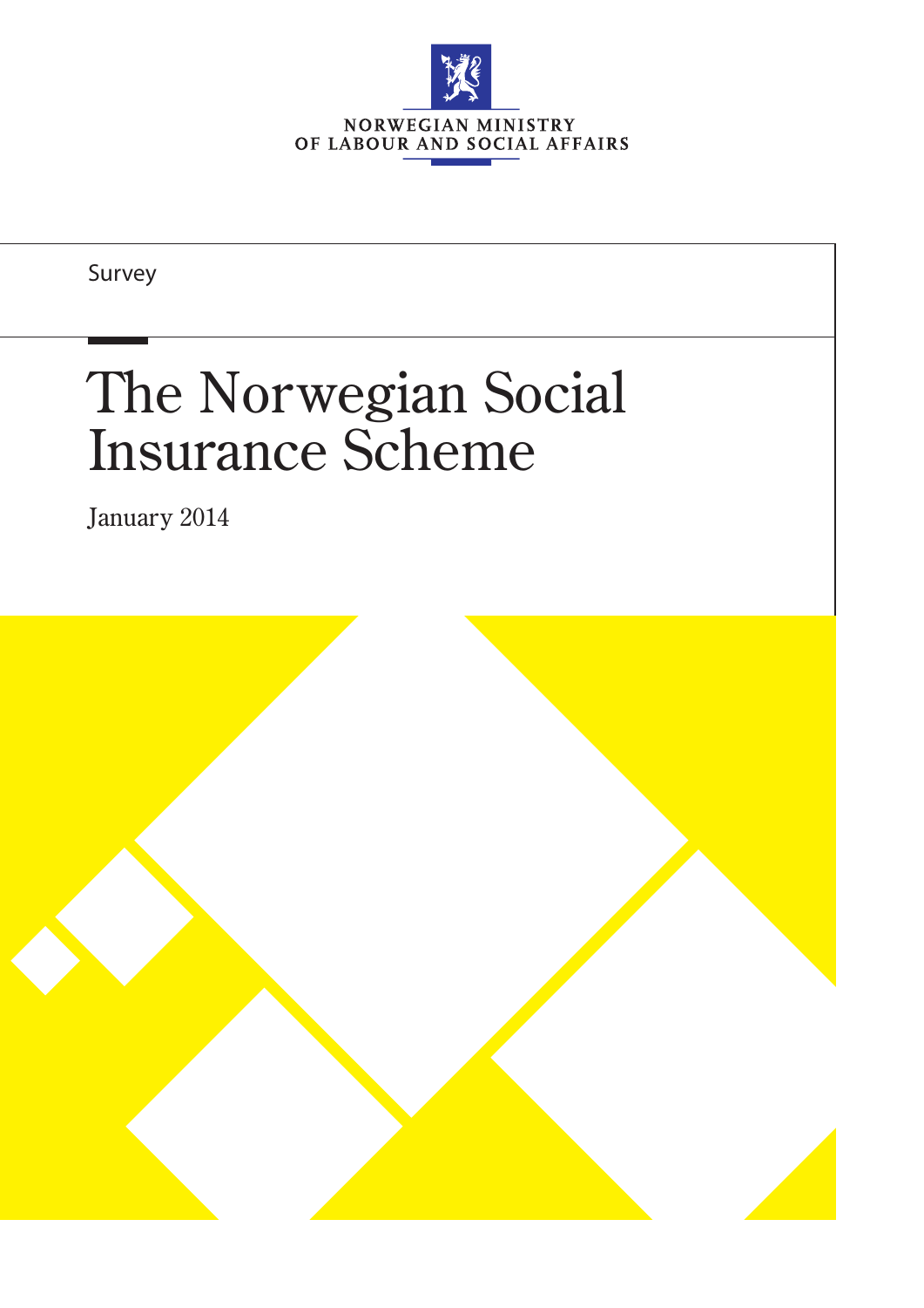NORWEGIAN MINISTRY
OF LABOUR AND SOCIAL AFFAIRS

Survey

# The Norwegian Social Insurance Scheme

January 2014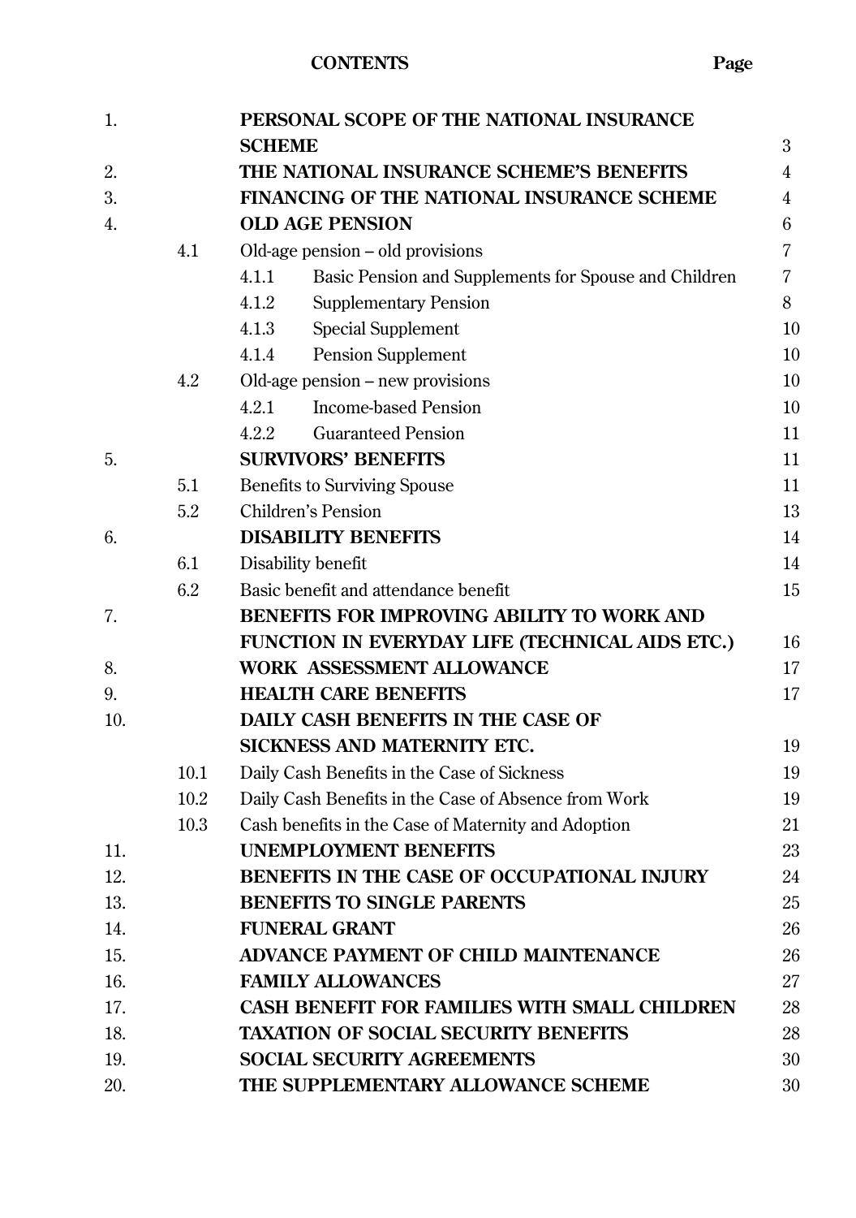## CONTENTS

| | | | Page |
|---|---|---|---|
| 1. | | **PERSONAL SCOPE OF THE NATIONAL INSURANCE SCHEME** | 3 |
| 2. | | **THE NATIONAL INSURANCE SCHEME'S BENEFITS** | 4 |
| 3. | | **FINANCING OF THE NATIONAL INSURANCE SCHEME** | 4 |
| 4. | | **OLD AGE PENSION** | 6 |
| | 4.1 | Old-age pension – old provisions | 7 |
| | | 4.1.1 Basic Pension and Supplements for Spouse and Children | 7 |
| | | 4.1.2 Supplementary Pension | 8 |
| | | 4.1.3 Special Supplement | 10 |
| | | 4.1.4 Pension Supplement | 10 |
| | 4.2 | Old-age pension – new provisions | 10 |
| | | 4.2.1 Income-based Pension | 10 |
| | | 4.2.2 Guaranteed Pension | 11 |
| 5. | | **SURVIVORS' BENEFITS** | 11 |
| | 5.1 | Benefits to Surviving Spouse | 11 |
| | 5.2 | Children's Pension | 13 |
| 6. | | **DISABILITY BENEFITS** | 14 |
| | 6.1 | Disability benefit | 14 |
| | 6.2 | Basic benefit and attendance benefit | 15 |
| 7. | | **BENEFITS FOR IMPROVING ABILITY TO WORK AND FUNCTION IN EVERYDAY LIFE (TECHNICAL AIDS ETC.)** | 16 |
| 8. | | **WORK ASSESSMENT ALLOWANCE** | 17 |
| 9. | | **HEALTH CARE BENEFITS** | 17 |
| 10. | | **DAILY CASH BENEFITS IN THE CASE OF SICKNESS AND MATERNITY ETC.** | 19 |
| | 10.1 | Daily Cash Benefits in the Case of Sickness | 19 |
| | 10.2 | Daily Cash Benefits in the Case of Absence from Work | 19 |
| | 10.3 | Cash benefits in the Case of Maternity and Adoption | 21 |
| 11. | | **UNEMPLOYMENT BENEFITS** | 23 |
| 12. | | **BENEFITS IN THE CASE OF OCCUPATIONAL INJURY** | 24 |
| 13. | | **BENEFITS TO SINGLE PARENTS** | 25 |
| 14. | | **FUNERAL GRANT** | 26 |
| 15. | | **ADVANCE PAYMENT OF CHILD MAINTENANCE** | 26 |
| 16. | | **FAMILY ALLOWANCES** | 27 |
| 17. | | **CASH BENEFIT FOR FAMILIES WITH SMALL CHILDREN** | 28 |
| 18. | | **TAXATION OF SOCIAL SECURITY BENEFITS** | 28 |
| 19. | | **SOCIAL SECURITY AGREEMENTS** | 30 |
| 20. | | **THE SUPPLEMENTARY ALLOWANCE SCHEME** | 30 |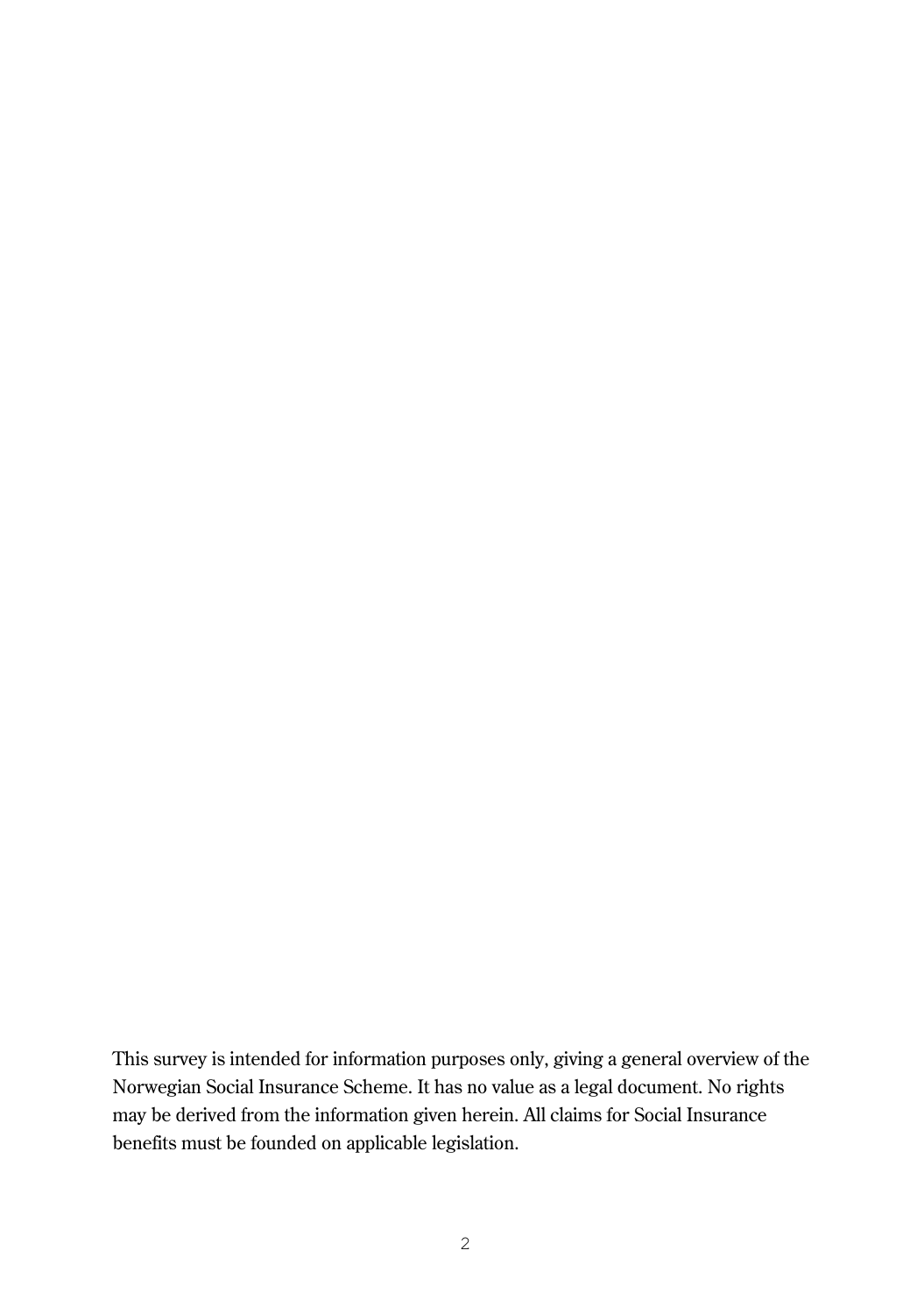This survey is intended for information purposes only, giving a general overview of the Norwegian Social Insurance Scheme. It has no value as a legal document. No rights may be derived from the information given herein. All claims for Social Insurance benefits must be founded on applicable legislation.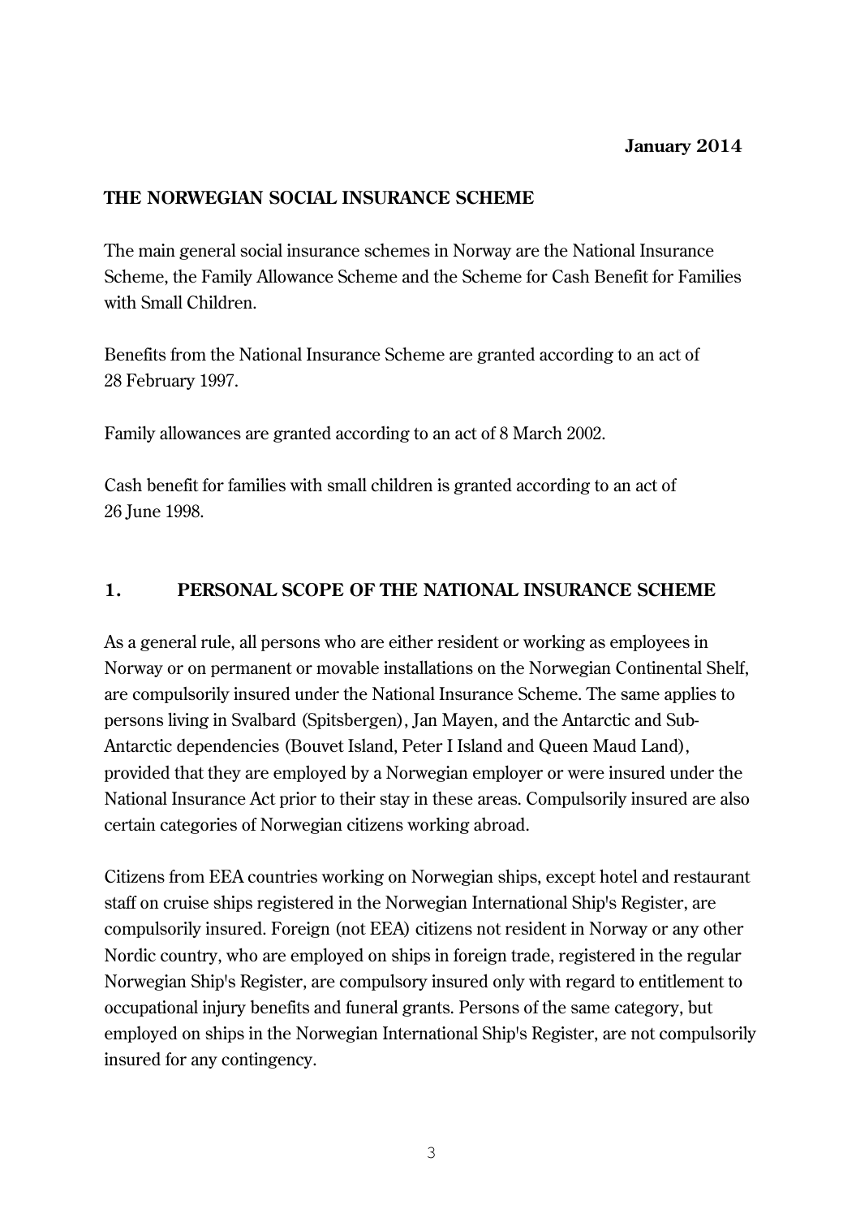**January 2014**

# THE NORWEGIAN SOCIAL INSURANCE SCHEME

The main general social insurance schemes in Norway are the National Insurance Scheme, the Family Allowance Scheme and the Scheme for Cash Benefit for Families with Small Children.

Benefits from the National Insurance Scheme are granted according to an act of 28 February 1997.

Family allowances are granted according to an act of 8 March 2002.

Cash benefit for families with small children is granted according to an act of 26 June 1998.

## 1. PERSONAL SCOPE OF THE NATIONAL INSURANCE SCHEME

As a general rule, all persons who are either resident or working as employees in Norway or on permanent or movable installations on the Norwegian Continental Shelf, are compulsorily insured under the National Insurance Scheme. The same applies to persons living in Svalbard (Spitsbergen), Jan Mayen, and the Antarctic and Sub-Antarctic dependencies (Bouvet Island, Peter I Island and Queen Maud Land), provided that they are employed by a Norwegian employer or were insured under the National Insurance Act prior to their stay in these areas. Compulsorily insured are also certain categories of Norwegian citizens working abroad.

Citizens from EEA countries working on Norwegian ships, except hotel and restaurant staff on cruise ships registered in the Norwegian International Ship's Register, are compulsorily insured. Foreign (not EEA) citizens not resident in Norway or any other Nordic country, who are employed on ships in foreign trade, registered in the regular Norwegian Ship's Register, are compulsory insured only with regard to entitlement to occupational injury benefits and funeral grants. Persons of the same category, but employed on ships in the Norwegian International Ship's Register, are not compulsorily insured for any contingency.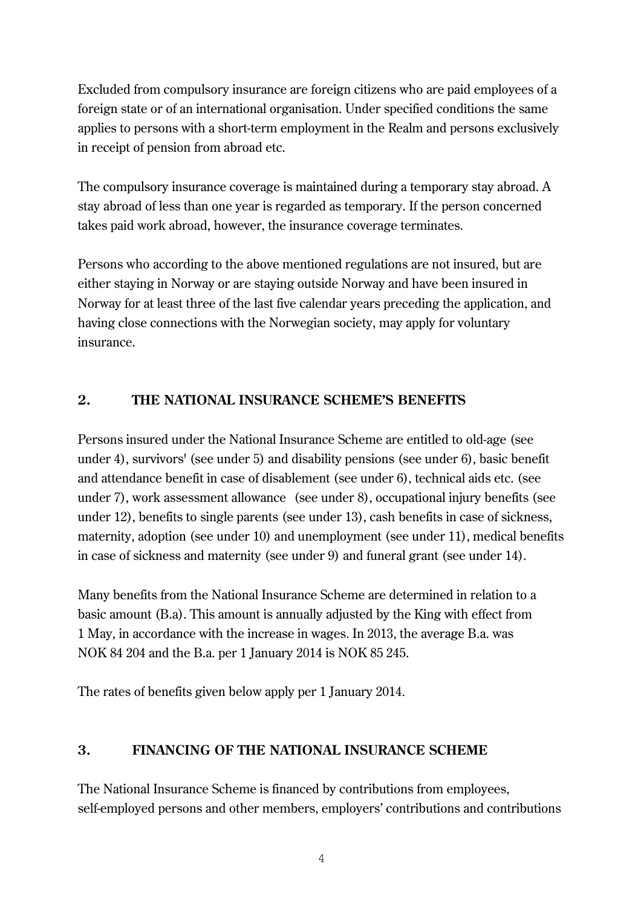Excluded from compulsory insurance are foreign citizens who are paid employees of a foreign state or of an international organisation. Under specified conditions the same applies to persons with a short-term employment in the Realm and persons exclusively in receipt of pension from abroad etc.

The compulsory insurance coverage is maintained during a temporary stay abroad. A stay abroad of less than one year is regarded as temporary. If the person concerned takes paid work abroad, however, the insurance coverage terminates.

Persons who according to the above mentioned regulations are not insured, but are either staying in Norway or are staying outside Norway and have been insured in Norway for at least three of the last five calendar years preceding the application, and having close connections with the Norwegian society, may apply for voluntary insurance.

## 2. THE NATIONAL INSURANCE SCHEME'S BENEFITS

Persons insured under the National Insurance Scheme are entitled to old-age (see under 4), survivors' (see under 5) and disability pensions (see under 6), basic benefit and attendance benefit in case of disablement (see under 6), technical aids etc. (see under 7), work assessment allowance (see under 8), occupational injury benefits (see under 12), benefits to single parents (see under 13), cash benefits in case of sickness, maternity, adoption (see under 10) and unemployment (see under 11), medical benefits in case of sickness and maternity (see under 9) and funeral grant (see under 14).

Many benefits from the National Insurance Scheme are determined in relation to a basic amount (B.a). This amount is annually adjusted by the King with effect from 1 May, in accordance with the increase in wages. In 2013, the average B.a. was NOK 84 204 and the B.a. per 1 January 2014 is NOK 85 245.

The rates of benefits given below apply per 1 January 2014.

## 3. FINANCING OF THE NATIONAL INSURANCE SCHEME

The National Insurance Scheme is financed by contributions from employees, self-employed persons and other members, employers' contributions and contributions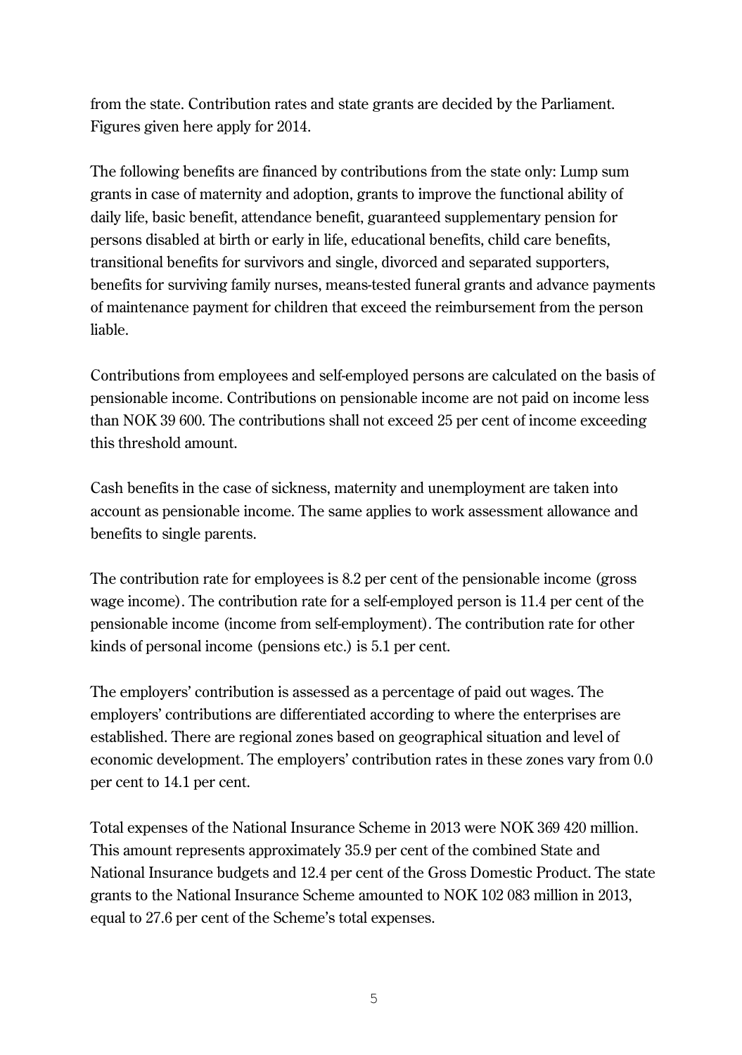from the state. Contribution rates and state grants are decided by the Parliament. Figures given here apply for 2014.

The following benefits are financed by contributions from the state only: Lump sum grants in case of maternity and adoption, grants to improve the functional ability of daily life, basic benefit, attendance benefit, guaranteed supplementary pension for persons disabled at birth or early in life, educational benefits, child care benefits, transitional benefits for survivors and single, divorced and separated supporters, benefits for surviving family nurses, means-tested funeral grants and advance payments of maintenance payment for children that exceed the reimbursement from the person liable.

Contributions from employees and self-employed persons are calculated on the basis of pensionable income. Contributions on pensionable income are not paid on income less than NOK 39 600. The contributions shall not exceed 25 per cent of income exceeding this threshold amount.

Cash benefits in the case of sickness, maternity and unemployment are taken into account as pensionable income. The same applies to work assessment allowance and benefits to single parents.

The contribution rate for employees is 8.2 per cent of the pensionable income (gross wage income). The contribution rate for a self-employed person is 11.4 per cent of the pensionable income (income from self-employment). The contribution rate for other kinds of personal income (pensions etc.) is 5.1 per cent.

The employers' contribution is assessed as a percentage of paid out wages. The employers' contributions are differentiated according to where the enterprises are established. There are regional zones based on geographical situation and level of economic development. The employers' contribution rates in these zones vary from 0.0 per cent to 14.1 per cent.

Total expenses of the National Insurance Scheme in 2013 were NOK 369 420 million. This amount represents approximately 35.9 per cent of the combined State and National Insurance budgets and 12.4 per cent of the Gross Domestic Product. The state grants to the National Insurance Scheme amounted to NOK 102 083 million in 2013, equal to 27.6 per cent of the Scheme's total expenses.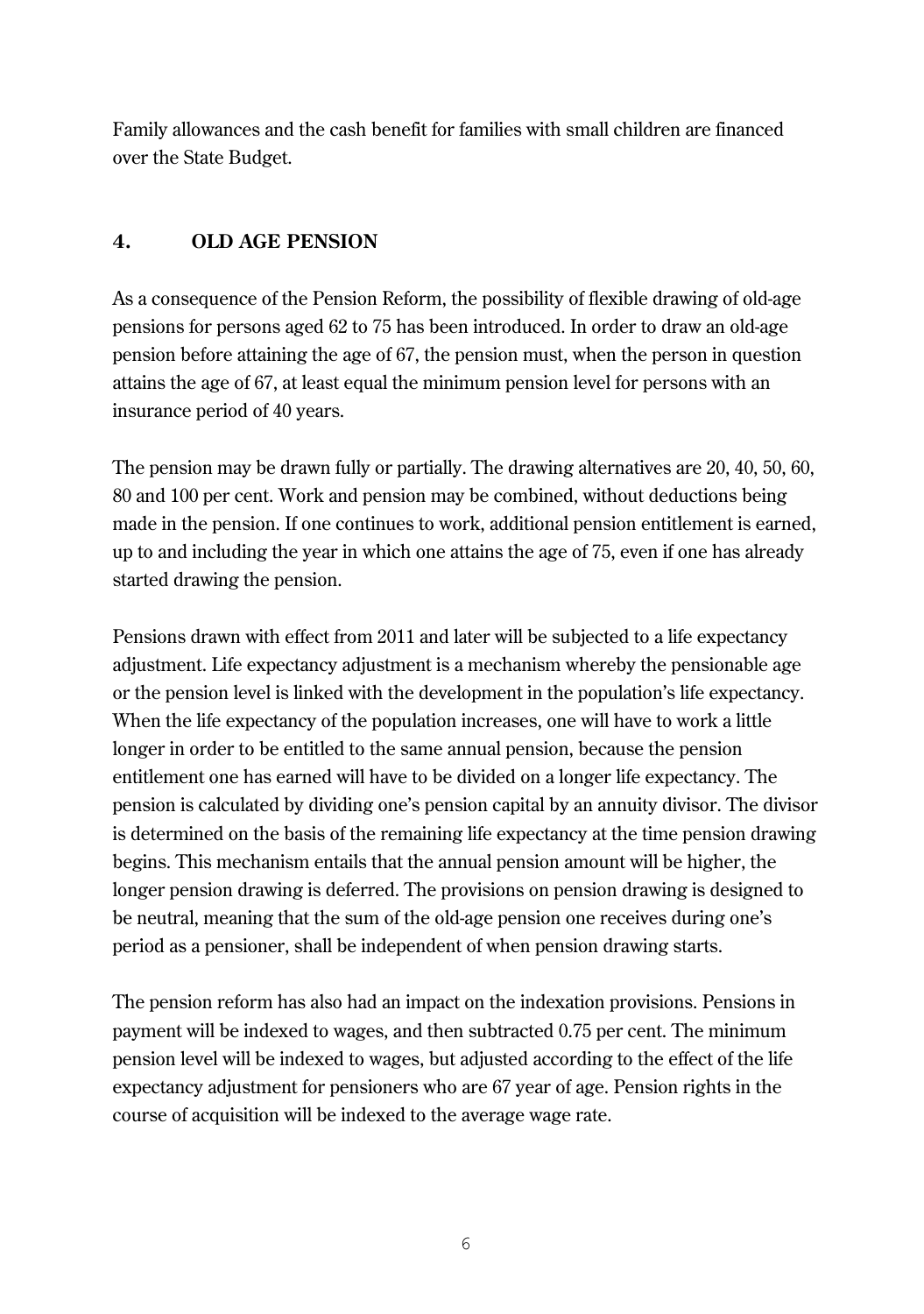Family allowances and the cash benefit for families with small children are financed over the State Budget.

## 4. OLD AGE PENSION

As a consequence of the Pension Reform, the possibility of flexible drawing of old-age pensions for persons aged 62 to 75 has been introduced. In order to draw an old-age pension before attaining the age of 67, the pension must, when the person in question attains the age of 67, at least equal the minimum pension level for persons with an insurance period of 40 years.

The pension may be drawn fully or partially. The drawing alternatives are 20, 40, 50, 60, 80 and 100 per cent. Work and pension may be combined, without deductions being made in the pension. If one continues to work, additional pension entitlement is earned, up to and including the year in which one attains the age of 75, even if one has already started drawing the pension.

Pensions drawn with effect from 2011 and later will be subjected to a life expectancy adjustment. Life expectancy adjustment is a mechanism whereby the pensionable age or the pension level is linked with the development in the population's life expectancy. When the life expectancy of the population increases, one will have to work a little longer in order to be entitled to the same annual pension, because the pension entitlement one has earned will have to be divided on a longer life expectancy. The pension is calculated by dividing one's pension capital by an annuity divisor. The divisor is determined on the basis of the remaining life expectancy at the time pension drawing begins. This mechanism entails that the annual pension amount will be higher, the longer pension drawing is deferred. The provisions on pension drawing is designed to be neutral, meaning that the sum of the old-age pension one receives during one's period as a pensioner, shall be independent of when pension drawing starts.

The pension reform has also had an impact on the indexation provisions. Pensions in payment will be indexed to wages, and then subtracted 0.75 per cent. The minimum pension level will be indexed to wages, but adjusted according to the effect of the life expectancy adjustment for pensioners who are 67 year of age. Pension rights in the course of acquisition will be indexed to the average wage rate.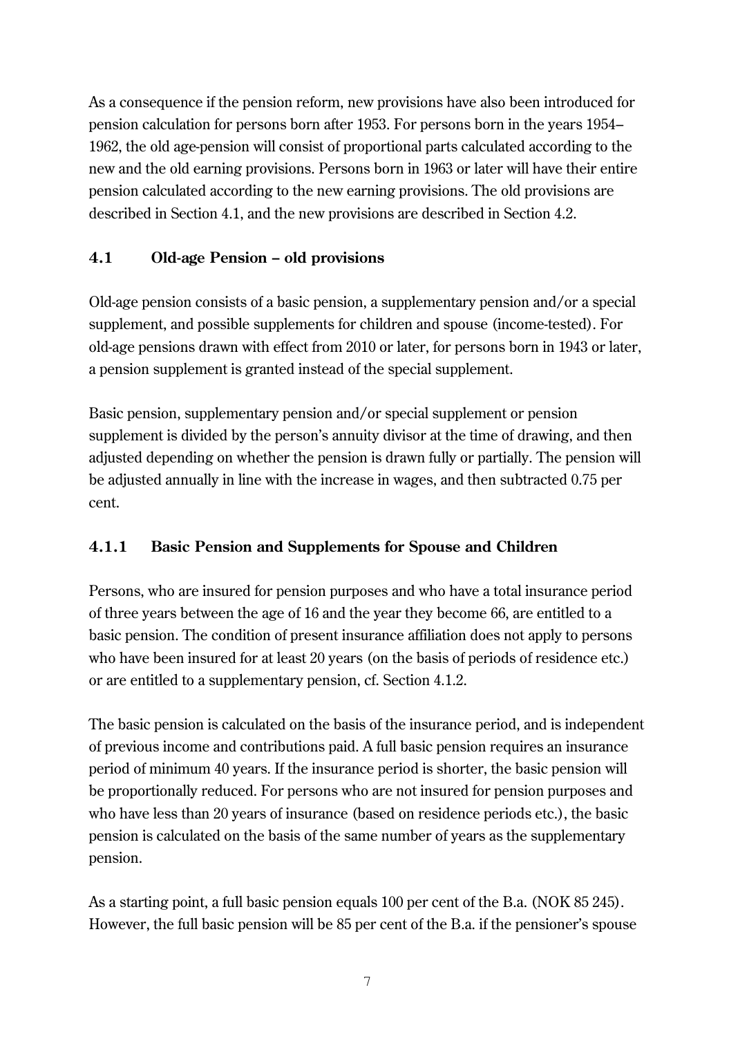As a consequence if the pension reform, new provisions have also been introduced for pension calculation for persons born after 1953. For persons born in the years 1954–1962, the old age-pension will consist of proportional parts calculated according to the new and the old earning provisions. Persons born in 1963 or later will have their entire pension calculated according to the new earning provisions. The old provisions are described in Section 4.1, and the new provisions are described in Section 4.2.

## 4.1 Old-age Pension – old provisions

Old-age pension consists of a basic pension, a supplementary pension and/or a special supplement, and possible supplements for children and spouse (income-tested). For old-age pensions drawn with effect from 2010 or later, for persons born in 1943 or later, a pension supplement is granted instead of the special supplement.

Basic pension, supplementary pension and/or special supplement or pension supplement is divided by the person's annuity divisor at the time of drawing, and then adjusted depending on whether the pension is drawn fully or partially. The pension will be adjusted annually in line with the increase in wages, and then subtracted 0.75 per cent.

### 4.1.1 Basic Pension and Supplements for Spouse and Children

Persons, who are insured for pension purposes and who have a total insurance period of three years between the age of 16 and the year they become 66, are entitled to a basic pension. The condition of present insurance affiliation does not apply to persons who have been insured for at least 20 years (on the basis of periods of residence etc.) or are entitled to a supplementary pension, cf. Section 4.1.2.

The basic pension is calculated on the basis of the insurance period, and is independent of previous income and contributions paid. A full basic pension requires an insurance period of minimum 40 years. If the insurance period is shorter, the basic pension will be proportionally reduced. For persons who are not insured for pension purposes and who have less than 20 years of insurance (based on residence periods etc.), the basic pension is calculated on the basis of the same number of years as the supplementary pension.

As a starting point, a full basic pension equals 100 per cent of the B.a. (NOK 85 245). However, the full basic pension will be 85 per cent of the B.a. if the pensioner's spouse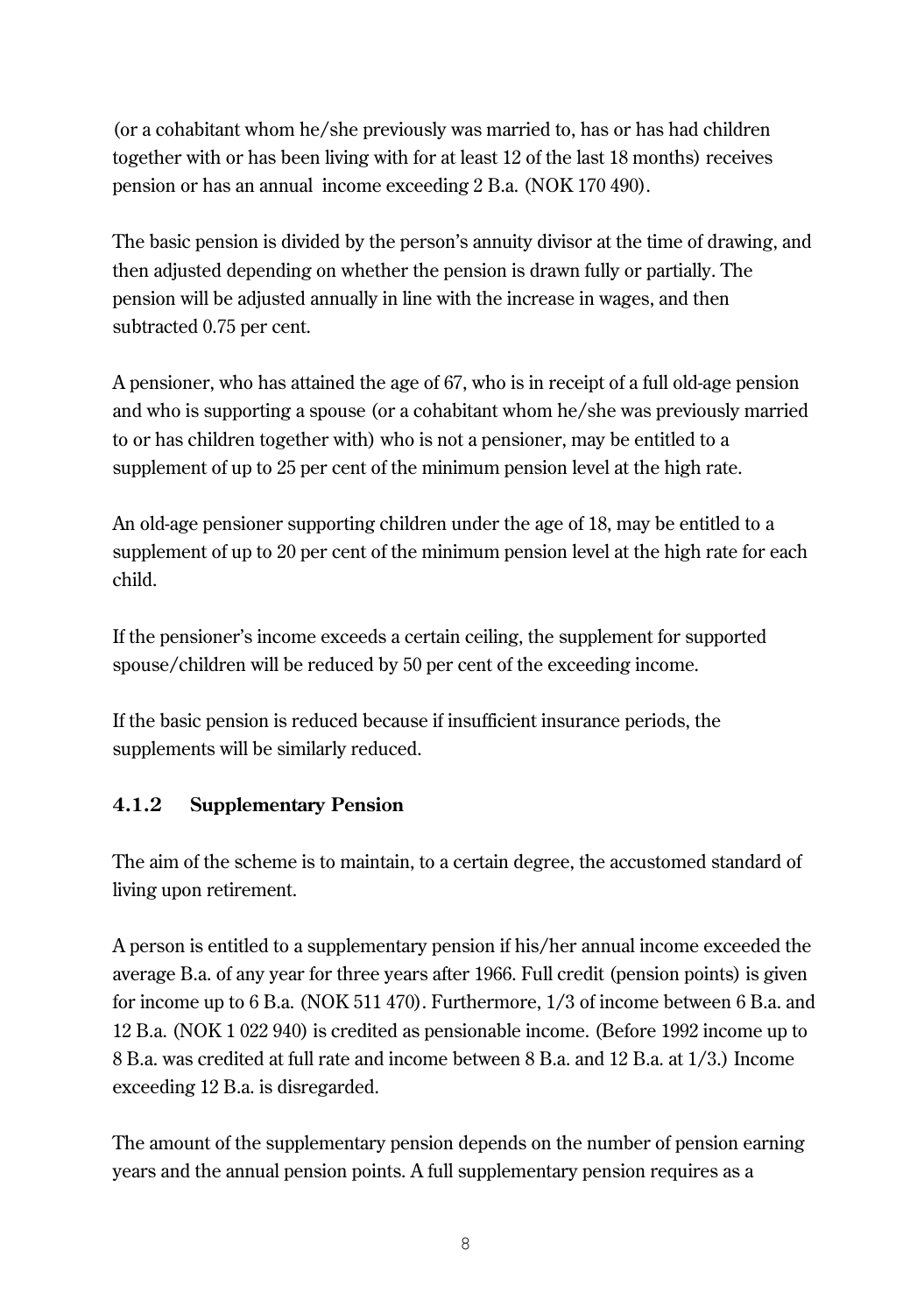(or a cohabitant whom he/she previously was married to, has or has had children together with or has been living with for at least 12 of the last 18 months) receives pension or has an annual income exceeding 2 B.a. (NOK 170 490).

The basic pension is divided by the person's annuity divisor at the time of drawing, and then adjusted depending on whether the pension is drawn fully or partially. The pension will be adjusted annually in line with the increase in wages, and then subtracted 0.75 per cent.

A pensioner, who has attained the age of 67, who is in receipt of a full old-age pension and who is supporting a spouse (or a cohabitant whom he/she was previously married to or has children together with) who is not a pensioner, may be entitled to a supplement of up to 25 per cent of the minimum pension level at the high rate.

An old-age pensioner supporting children under the age of 18, may be entitled to a supplement of up to 20 per cent of the minimum pension level at the high rate for each child.

If the pensioner's income exceeds a certain ceiling, the supplement for supported spouse/children will be reduced by 50 per cent of the exceeding income.

If the basic pension is reduced because if insufficient insurance periods, the supplements will be similarly reduced.

### 4.1.2 Supplementary Pension

The aim of the scheme is to maintain, to a certain degree, the accustomed standard of living upon retirement.

A person is entitled to a supplementary pension if his/her annual income exceeded the average B.a. of any year for three years after 1966. Full credit (pension points) is given for income up to 6 B.a. (NOK 511 470). Furthermore, 1/3 of income between 6 B.a. and 12 B.a. (NOK 1 022 940) is credited as pensionable income. (Before 1992 income up to 8 B.a. was credited at full rate and income between 8 B.a. and 12 B.a. at 1/3.) Income exceeding 12 B.a. is disregarded.

The amount of the supplementary pension depends on the number of pension earning years and the annual pension points. A full supplementary pension requires as a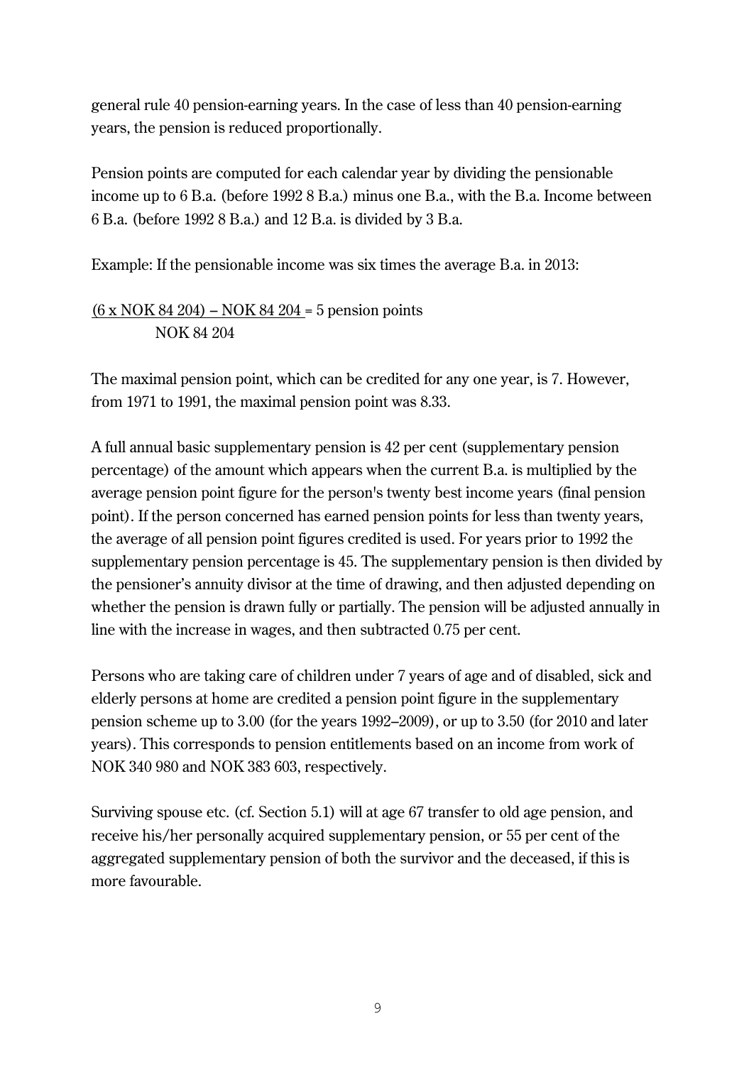general rule 40 pension-earning years. In the case of less than 40 pension-earning years, the pension is reduced proportionally.

Pension points are computed for each calendar year by dividing the pensionable income up to 6 B.a. (before 1992 8 B.a.) minus one B.a., with the B.a. Income between 6 B.a. (before 1992 8 B.a.) and 12 B.a. is divided by 3 B.a.

Example: If the pensionable income was six times the average B.a. in 2013:

$$\frac{(6 \text{ x NOK } 84\,204) - \text{NOK } 84\,204}{\text{NOK } 84\,204} = 5 \text{ pension points}$$

The maximal pension point, which can be credited for any one year, is 7. However, from 1971 to 1991, the maximal pension point was 8.33.

A full annual basic supplementary pension is 42 per cent (supplementary pension percentage) of the amount which appears when the current B.a. is multiplied by the average pension point figure for the person's twenty best income years (final pension point). If the person concerned has earned pension points for less than twenty years, the average of all pension point figures credited is used. For years prior to 1992 the supplementary pension percentage is 45. The supplementary pension is then divided by the pensioner's annuity divisor at the time of drawing, and then adjusted depending on whether the pension is drawn fully or partially. The pension will be adjusted annually in line with the increase in wages, and then subtracted 0.75 per cent.

Persons who are taking care of children under 7 years of age and of disabled, sick and elderly persons at home are credited a pension point figure in the supplementary pension scheme up to 3.00 (for the years 1992–2009), or up to 3.50 (for 2010 and later years). This corresponds to pension entitlements based on an income from work of NOK 340 980 and NOK 383 603, respectively.

Surviving spouse etc. (cf. Section 5.1) will at age 67 transfer to old age pension, and receive his/her personally acquired supplementary pension, or 55 per cent of the aggregated supplementary pension of both the survivor and the deceased, if this is more favourable.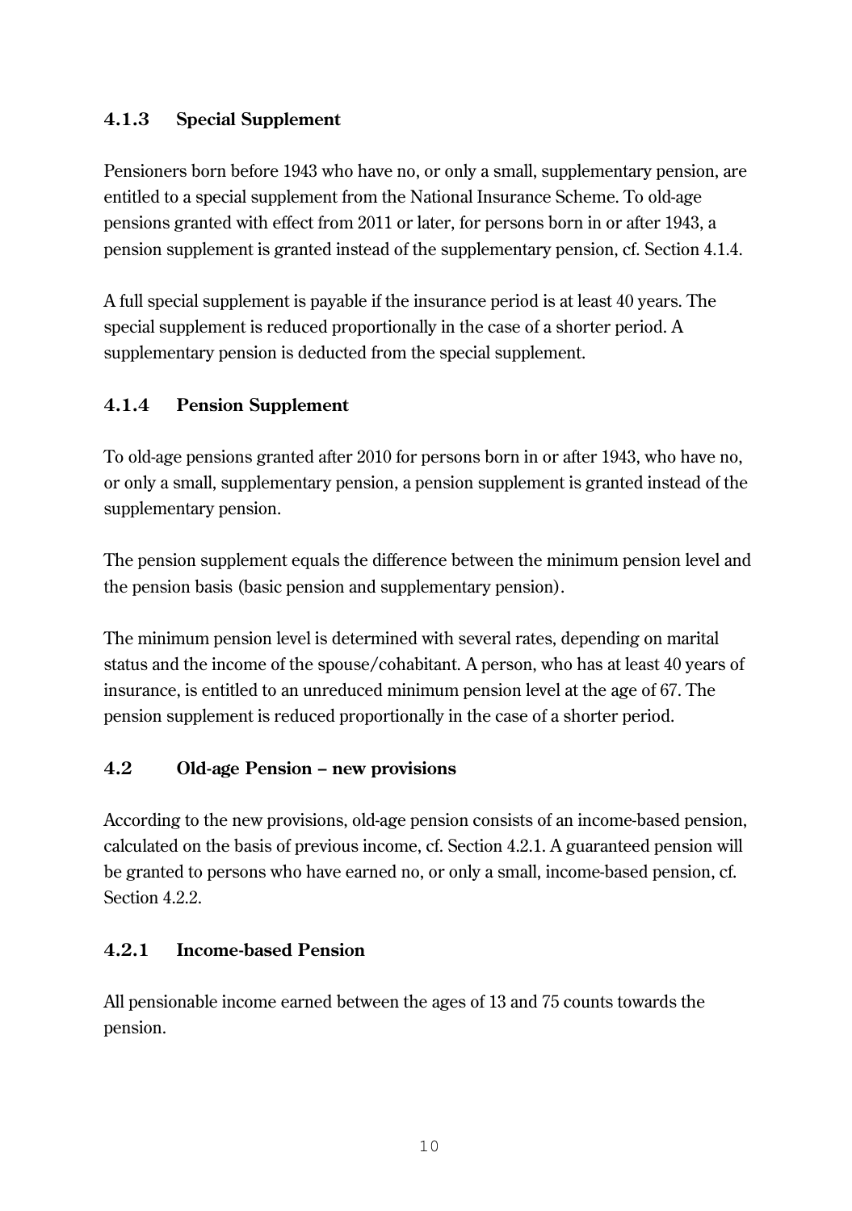### 4.1.3 Special Supplement

Pensioners born before 1943 who have no, or only a small, supplementary pension, are entitled to a special supplement from the National Insurance Scheme. To old-age pensions granted with effect from 2011 or later, for persons born in or after 1943, a pension supplement is granted instead of the supplementary pension, cf. Section 4.1.4.

A full special supplement is payable if the insurance period is at least 40 years. The special supplement is reduced proportionally in the case of a shorter period. A supplementary pension is deducted from the special supplement.

### 4.1.4 Pension Supplement

To old-age pensions granted after 2010 for persons born in or after 1943, who have no, or only a small, supplementary pension, a pension supplement is granted instead of the supplementary pension.

The pension supplement equals the difference between the minimum pension level and the pension basis (basic pension and supplementary pension).

The minimum pension level is determined with several rates, depending on marital status and the income of the spouse/cohabitant. A person, who has at least 40 years of insurance, is entitled to an unreduced minimum pension level at the age of 67. The pension supplement is reduced proportionally in the case of a shorter period.

## 4.2 Old-age Pension – new provisions

According to the new provisions, old-age pension consists of an income-based pension, calculated on the basis of previous income, cf. Section 4.2.1. A guaranteed pension will be granted to persons who have earned no, or only a small, income-based pension, cf. Section 4.2.2.

### 4.2.1 Income-based Pension

All pensionable income earned between the ages of 13 and 75 counts towards the pension.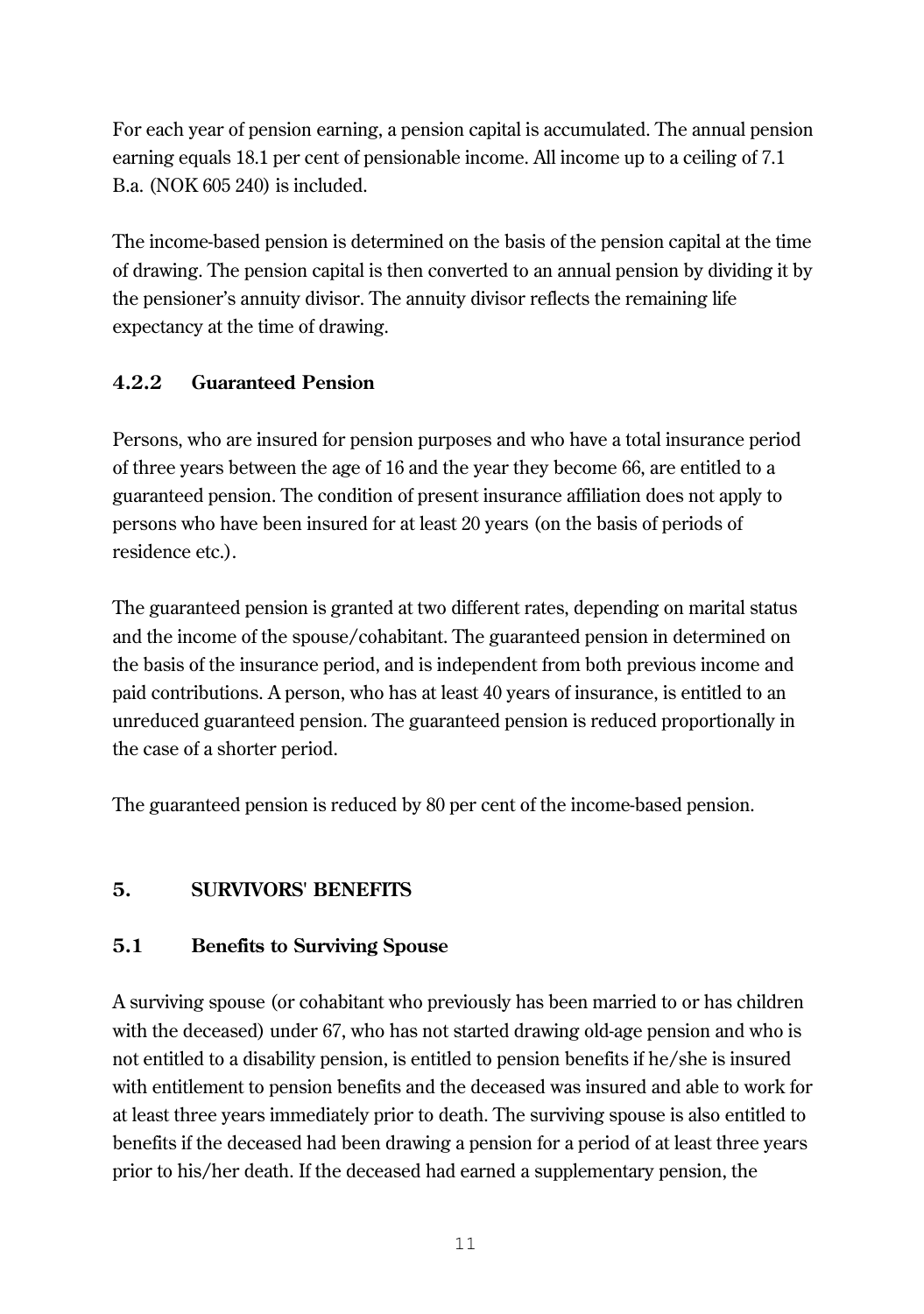For each year of pension earning, a pension capital is accumulated. The annual pension earning equals 18.1 per cent of pensionable income. All income up to a ceiling of 7.1 B.a. (NOK 605 240) is included.

The income-based pension is determined on the basis of the pension capital at the time of drawing. The pension capital is then converted to an annual pension by dividing it by the pensioner's annuity divisor. The annuity divisor reflects the remaining life expectancy at the time of drawing.

### 4.2.2 Guaranteed Pension

Persons, who are insured for pension purposes and who have a total insurance period of three years between the age of 16 and the year they become 66, are entitled to a guaranteed pension. The condition of present insurance affiliation does not apply to persons who have been insured for at least 20 years (on the basis of periods of residence etc.).

The guaranteed pension is granted at two different rates, depending on marital status and the income of the spouse/cohabitant. The guaranteed pension in determined on the basis of the insurance period, and is independent from both previous income and paid contributions. A person, who has at least 40 years of insurance, is entitled to an unreduced guaranteed pension. The guaranteed pension is reduced proportionally in the case of a shorter period.

The guaranteed pension is reduced by 80 per cent of the income-based pension.

## 5. SURVIVORS' BENEFITS

### 5.1 Benefits to Surviving Spouse

A surviving spouse (or cohabitant who previously has been married to or has children with the deceased) under 67, who has not started drawing old-age pension and who is not entitled to a disability pension, is entitled to pension benefits if he/she is insured with entitlement to pension benefits and the deceased was insured and able to work for at least three years immediately prior to death. The surviving spouse is also entitled to benefits if the deceased had been drawing a pension for a period of at least three years prior to his/her death. If the deceased had earned a supplementary pension, the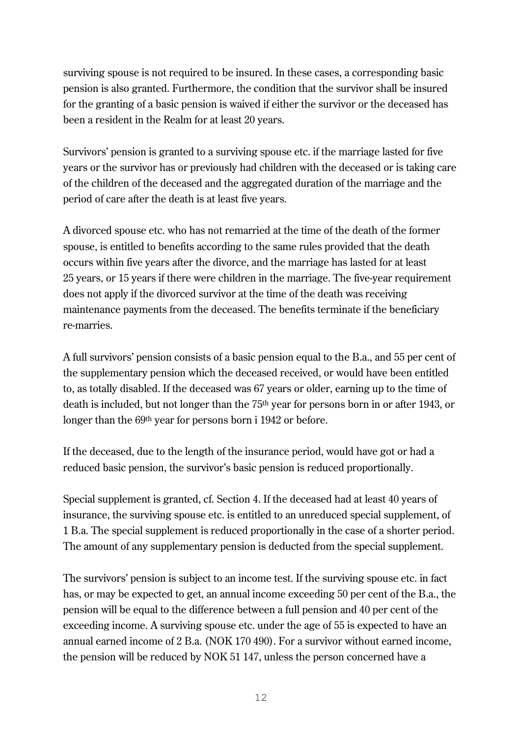surviving spouse is not required to be insured. In these cases, a corresponding basic pension is also granted. Furthermore, the condition that the survivor shall be insured for the granting of a basic pension is waived if either the survivor or the deceased has been a resident in the Realm for at least 20 years.

Survivors' pension is granted to a surviving spouse etc. if the marriage lasted for five years or the survivor has or previously had children with the deceased or is taking care of the children of the deceased and the aggregated duration of the marriage and the period of care after the death is at least five years.

A divorced spouse etc. who has not remarried at the time of the death of the former spouse, is entitled to benefits according to the same rules provided that the death occurs within five years after the divorce, and the marriage has lasted for at least 25 years, or 15 years if there were children in the marriage. The five-year requirement does not apply if the divorced survivor at the time of the death was receiving maintenance payments from the deceased. The benefits terminate if the beneficiary re-marries.

A full survivors' pension consists of a basic pension equal to the B.a., and 55 per cent of the supplementary pension which the deceased received, or would have been entitled to, as totally disabled. If the deceased was 67 years or older, earning up to the time of death is included, but not longer than the 75th year for persons born in or after 1943, or longer than the 69th year for persons born i 1942 or before.

If the deceased, due to the length of the insurance period, would have got or had a reduced basic pension, the survivor's basic pension is reduced proportionally.

Special supplement is granted, cf. Section 4. If the deceased had at least 40 years of insurance, the surviving spouse etc. is entitled to an unreduced special supplement, of 1 B.a. The special supplement is reduced proportionally in the case of a shorter period. The amount of any supplementary pension is deducted from the special supplement.

The survivors' pension is subject to an income test. If the surviving spouse etc. in fact has, or may be expected to get, an annual income exceeding 50 per cent of the B.a., the pension will be equal to the difference between a full pension and 40 per cent of the exceeding income. A surviving spouse etc. under the age of 55 is expected to have an annual earned income of 2 B.a. (NOK 170 490). For a survivor without earned income, the pension will be reduced by NOK 51 147, unless the person concerned have a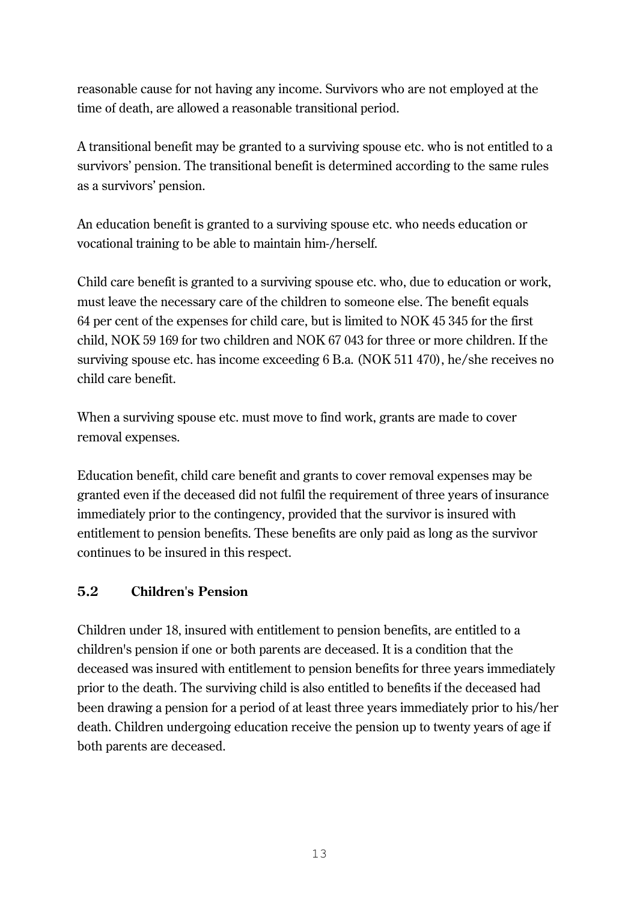reasonable cause for not having any income. Survivors who are not employed at the time of death, are allowed a reasonable transitional period.

A transitional benefit may be granted to a surviving spouse etc. who is not entitled to a survivors' pension. The transitional benefit is determined according to the same rules as a survivors' pension.

An education benefit is granted to a surviving spouse etc. who needs education or vocational training to be able to maintain him-/herself.

Child care benefit is granted to a surviving spouse etc. who, due to education or work, must leave the necessary care of the children to someone else. The benefit equals 64 per cent of the expenses for child care, but is limited to NOK 45 345 for the first child, NOK 59 169 for two children and NOK 67 043 for three or more children. If the surviving spouse etc. has income exceeding 6 B.a. (NOK 511 470), he/she receives no child care benefit.

When a surviving spouse etc. must move to find work, grants are made to cover removal expenses.

Education benefit, child care benefit and grants to cover removal expenses may be granted even if the deceased did not fulfil the requirement of three years of insurance immediately prior to the contingency, provided that the survivor is insured with entitlement to pension benefits. These benefits are only paid as long as the survivor continues to be insured in this respect.

### 5.2 Children's Pension

Children under 18, insured with entitlement to pension benefits, are entitled to a children's pension if one or both parents are deceased. It is a condition that the deceased was insured with entitlement to pension benefits for three years immediately prior to the death. The surviving child is also entitled to benefits if the deceased had been drawing a pension for a period of at least three years immediately prior to his/her death. Children undergoing education receive the pension up to twenty years of age if both parents are deceased.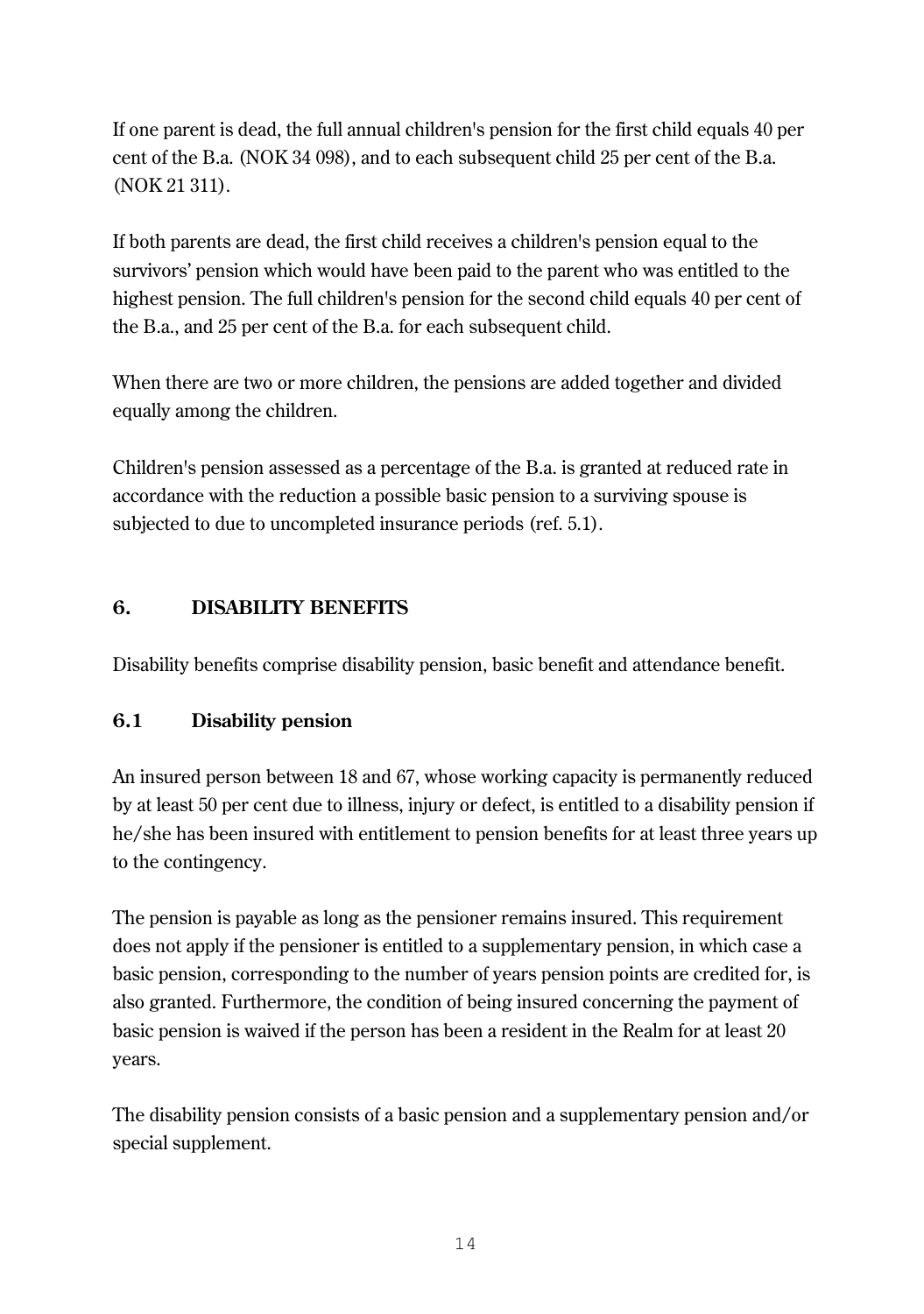If one parent is dead, the full annual children's pension for the first child equals 40 per cent of the B.a. (NOK 34 098), and to each subsequent child 25 per cent of the B.a. (NOK 21 311).

If both parents are dead, the first child receives a children's pension equal to the survivors' pension which would have been paid to the parent who was entitled to the highest pension. The full children's pension for the second child equals 40 per cent of the B.a., and 25 per cent of the B.a. for each subsequent child.

When there are two or more children, the pensions are added together and divided equally among the children.

Children's pension assessed as a percentage of the B.a. is granted at reduced rate in accordance with the reduction a possible basic pension to a surviving spouse is subjected to due to uncompleted insurance periods (ref. 5.1).

## 6. DISABILITY BENEFITS

Disability benefits comprise disability pension, basic benefit and attendance benefit.

### 6.1 Disability pension

An insured person between 18 and 67, whose working capacity is permanently reduced by at least 50 per cent due to illness, injury or defect, is entitled to a disability pension if he/she has been insured with entitlement to pension benefits for at least three years up to the contingency.

The pension is payable as long as the pensioner remains insured. This requirement does not apply if the pensioner is entitled to a supplementary pension, in which case a basic pension, corresponding to the number of years pension points are credited for, is also granted. Furthermore, the condition of being insured concerning the payment of basic pension is waived if the person has been a resident in the Realm for at least 20 years.

The disability pension consists of a basic pension and a supplementary pension and/or special supplement.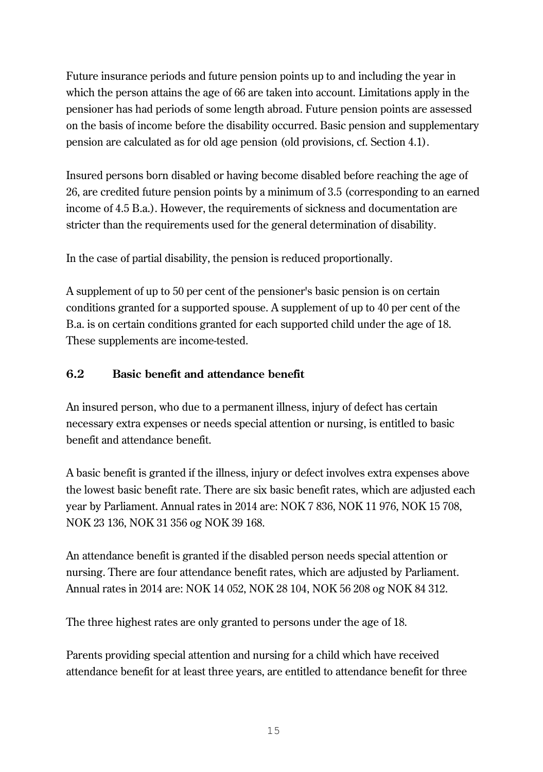Future insurance periods and future pension points up to and including the year in which the person attains the age of 66 are taken into account. Limitations apply in the pensioner has had periods of some length abroad. Future pension points are assessed on the basis of income before the disability occurred. Basic pension and supplementary pension are calculated as for old age pension (old provisions, cf. Section 4.1).

Insured persons born disabled or having become disabled before reaching the age of 26, are credited future pension points by a minimum of 3.5 (corresponding to an earned income of 4.5 B.a.). However, the requirements of sickness and documentation are stricter than the requirements used for the general determination of disability.

In the case of partial disability, the pension is reduced proportionally.

A supplement of up to 50 per cent of the pensioner's basic pension is on certain conditions granted for a supported spouse. A supplement of up to 40 per cent of the B.a. is on certain conditions granted for each supported child under the age of 18. These supplements are income-tested.

## 6.2 Basic benefit and attendance benefit

An insured person, who due to a permanent illness, injury of defect has certain necessary extra expenses or needs special attention or nursing, is entitled to basic benefit and attendance benefit.

A basic benefit is granted if the illness, injury or defect involves extra expenses above the lowest basic benefit rate. There are six basic benefit rates, which are adjusted each year by Parliament. Annual rates in 2014 are: NOK 7 836, NOK 11 976, NOK 15 708, NOK 23 136, NOK 31 356 og NOK 39 168.

An attendance benefit is granted if the disabled person needs special attention or nursing. There are four attendance benefit rates, which are adjusted by Parliament. Annual rates in 2014 are: NOK 14 052, NOK 28 104, NOK 56 208 og NOK 84 312.

The three highest rates are only granted to persons under the age of 18.

Parents providing special attention and nursing for a child which have received attendance benefit for at least three years, are entitled to attendance benefit for three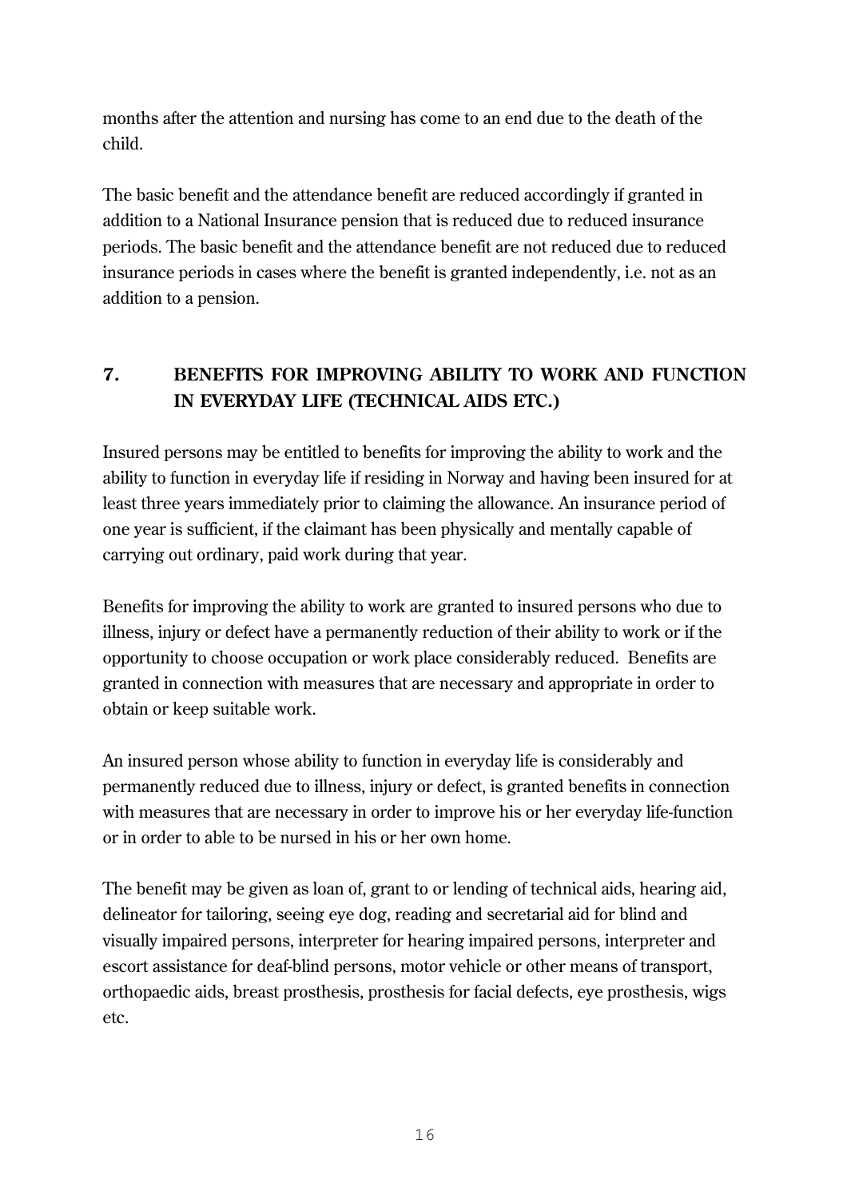months after the attention and nursing has come to an end due to the death of the child.

The basic benefit and the attendance benefit are reduced accordingly if granted in addition to a National Insurance pension that is reduced due to reduced insurance periods. The basic benefit and the attendance benefit are not reduced due to reduced insurance periods in cases where the benefit is granted independently, i.e. not as an addition to a pension.

## 7. BENEFITS FOR IMPROVING ABILITY TO WORK AND FUNCTION IN EVERYDAY LIFE (TECHNICAL AIDS ETC.)

Insured persons may be entitled to benefits for improving the ability to work and the ability to function in everyday life if residing in Norway and having been insured for at least three years immediately prior to claiming the allowance. An insurance period of one year is sufficient, if the claimant has been physically and mentally capable of carrying out ordinary, paid work during that year.

Benefits for improving the ability to work are granted to insured persons who due to illness, injury or defect have a permanently reduction of their ability to work or if the opportunity to choose occupation or work place considerably reduced. Benefits are granted in connection with measures that are necessary and appropriate in order to obtain or keep suitable work.

An insured person whose ability to function in everyday life is considerably and permanently reduced due to illness, injury or defect, is granted benefits in connection with measures that are necessary in order to improve his or her everyday life-function or in order to able to be nursed in his or her own home.

The benefit may be given as loan of, grant to or lending of technical aids, hearing aid, delineator for tailoring, seeing eye dog, reading and secretarial aid for blind and visually impaired persons, interpreter for hearing impaired persons, interpreter and escort assistance for deaf-blind persons, motor vehicle or other means of transport, orthopaedic aids, breast prosthesis, prosthesis for facial defects, eye prosthesis, wigs etc.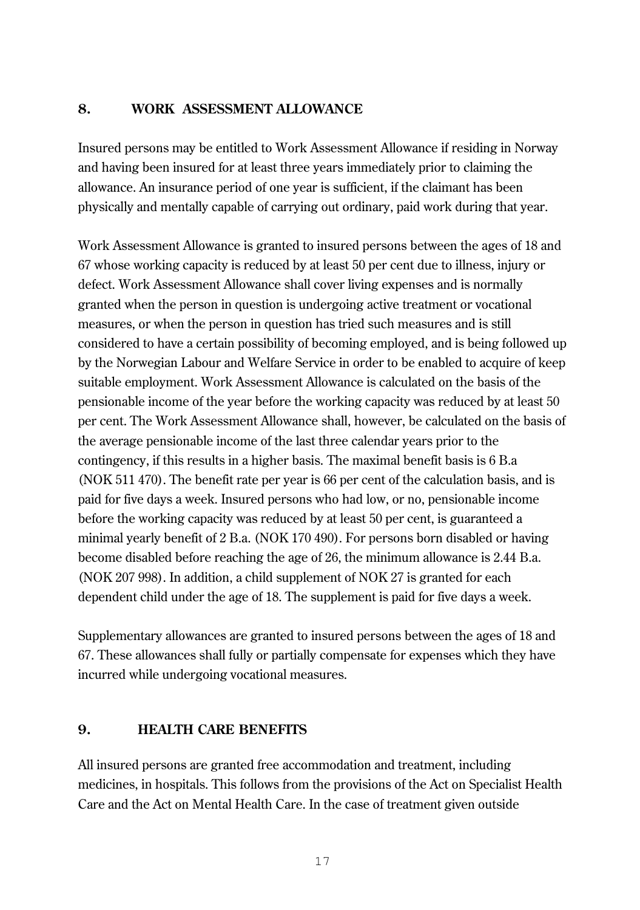## 8. WORK ASSESSMENT ALLOWANCE

Insured persons may be entitled to Work Assessment Allowance if residing in Norway and having been insured for at least three years immediately prior to claiming the allowance. An insurance period of one year is sufficient, if the claimant has been physically and mentally capable of carrying out ordinary, paid work during that year.

Work Assessment Allowance is granted to insured persons between the ages of 18 and 67 whose working capacity is reduced by at least 50 per cent due to illness, injury or defect. Work Assessment Allowance shall cover living expenses and is normally granted when the person in question is undergoing active treatment or vocational measures, or when the person in question has tried such measures and is still considered to have a certain possibility of becoming employed, and is being followed up by the Norwegian Labour and Welfare Service in order to be enabled to acquire of keep suitable employment. Work Assessment Allowance is calculated on the basis of the pensionable income of the year before the working capacity was reduced by at least 50 per cent. The Work Assessment Allowance shall, however, be calculated on the basis of the average pensionable income of the last three calendar years prior to the contingency, if this results in a higher basis. The maximal benefit basis is 6 B.a (NOK 511 470). The benefit rate per year is 66 per cent of the calculation basis, and is paid for five days a week. Insured persons who had low, or no, pensionable income before the working capacity was reduced by at least 50 per cent, is guaranteed a minimal yearly benefit of 2 B.a. (NOK 170 490). For persons born disabled or having become disabled before reaching the age of 26, the minimum allowance is 2.44 B.a. (NOK 207 998). In addition, a child supplement of NOK 27 is granted for each dependent child under the age of 18. The supplement is paid for five days a week.

Supplementary allowances are granted to insured persons between the ages of 18 and 67. These allowances shall fully or partially compensate for expenses which they have incurred while undergoing vocational measures.

## 9. HEALTH CARE BENEFITS

All insured persons are granted free accommodation and treatment, including medicines, in hospitals. This follows from the provisions of the Act on Specialist Health Care and the Act on Mental Health Care. In the case of treatment given outside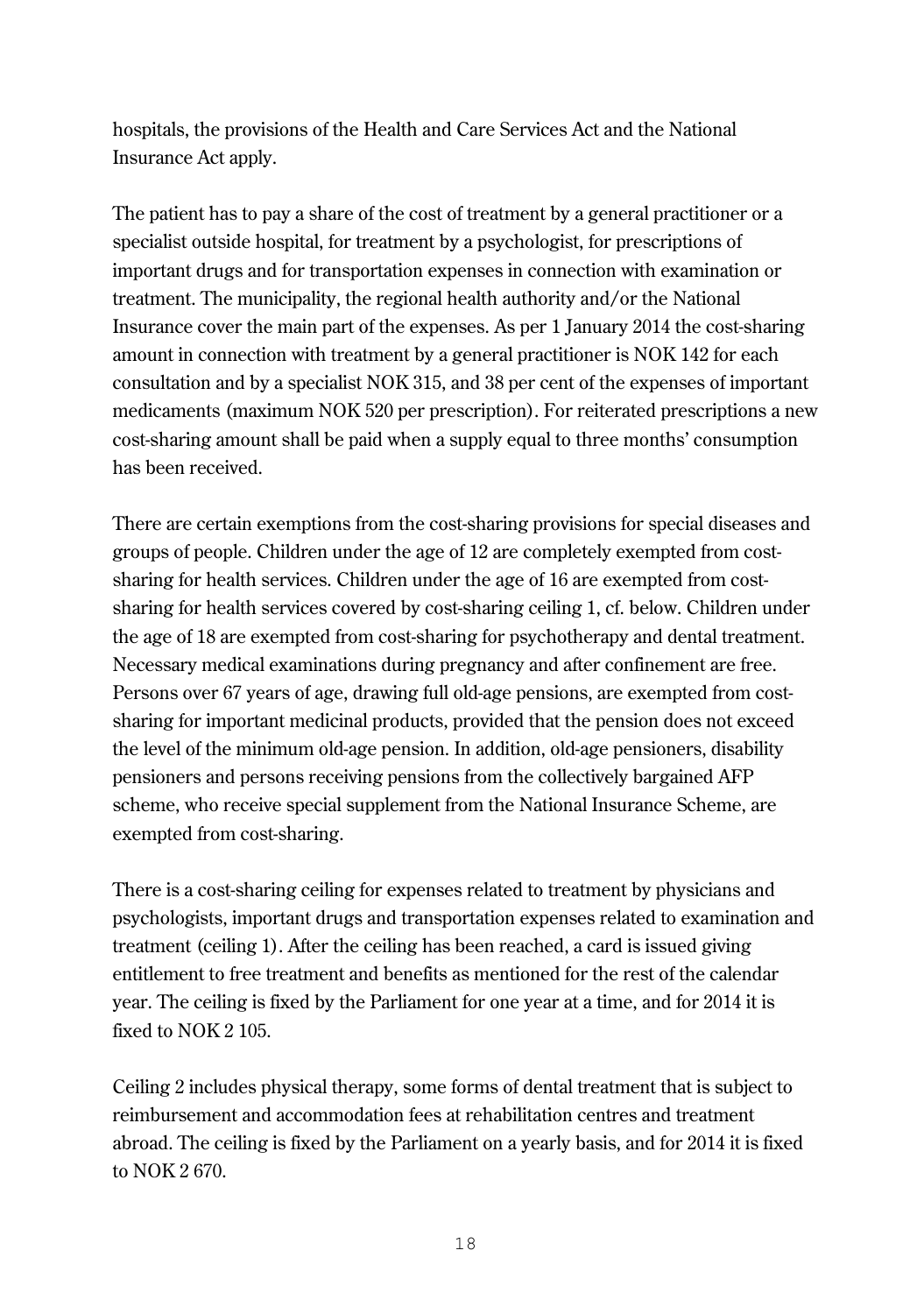hospitals, the provisions of the Health and Care Services Act and the National Insurance Act apply.

The patient has to pay a share of the cost of treatment by a general practitioner or a specialist outside hospital, for treatment by a psychologist, for prescriptions of important drugs and for transportation expenses in connection with examination or treatment. The municipality, the regional health authority and/or the National Insurance cover the main part of the expenses. As per 1 January 2014 the cost-sharing amount in connection with treatment by a general practitioner is NOK 142 for each consultation and by a specialist NOK 315, and 38 per cent of the expenses of important medicaments (maximum NOK 520 per prescription). For reiterated prescriptions a new cost-sharing amount shall be paid when a supply equal to three months' consumption has been received.

There are certain exemptions from the cost-sharing provisions for special diseases and groups of people. Children under the age of 12 are completely exempted from cost-sharing for health services. Children under the age of 16 are exempted from cost-sharing for health services covered by cost-sharing ceiling 1, cf. below. Children under the age of 18 are exempted from cost-sharing for psychotherapy and dental treatment. Necessary medical examinations during pregnancy and after confinement are free. Persons over 67 years of age, drawing full old-age pensions, are exempted from cost-sharing for important medicinal products, provided that the pension does not exceed the level of the minimum old-age pension. In addition, old-age pensioners, disability pensioners and persons receiving pensions from the collectively bargained AFP scheme, who receive special supplement from the National Insurance Scheme, are exempted from cost-sharing.

There is a cost-sharing ceiling for expenses related to treatment by physicians and psychologists, important drugs and transportation expenses related to examination and treatment (ceiling 1). After the ceiling has been reached, a card is issued giving entitlement to free treatment and benefits as mentioned for the rest of the calendar year. The ceiling is fixed by the Parliament for one year at a time, and for 2014 it is fixed to NOK 2 105.

Ceiling 2 includes physical therapy, some forms of dental treatment that is subject to reimbursement and accommodation fees at rehabilitation centres and treatment abroad. The ceiling is fixed by the Parliament on a yearly basis, and for 2014 it is fixed to NOK 2 670.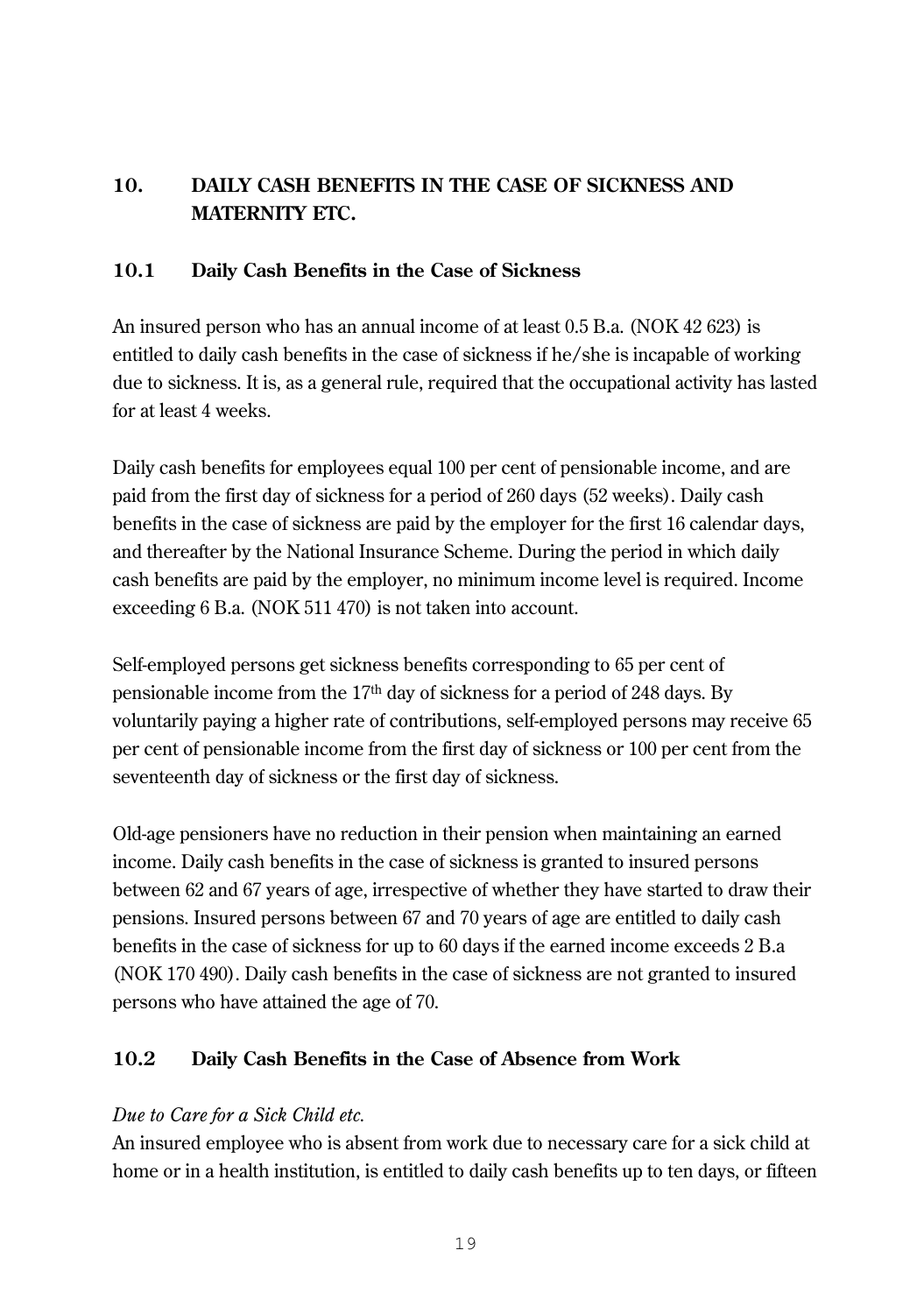## 10. DAILY CASH BENEFITS IN THE CASE OF SICKNESS AND MATERNITY ETC.

### 10.1 Daily Cash Benefits in the Case of Sickness

An insured person who has an annual income of at least 0.5 B.a. (NOK 42 623) is entitled to daily cash benefits in the case of sickness if he/she is incapable of working due to sickness. It is, as a general rule, required that the occupational activity has lasted for at least 4 weeks.

Daily cash benefits for employees equal 100 per cent of pensionable income, and are paid from the first day of sickness for a period of 260 days (52 weeks). Daily cash benefits in the case of sickness are paid by the employer for the first 16 calendar days, and thereafter by the National Insurance Scheme. During the period in which daily cash benefits are paid by the employer, no minimum income level is required. Income exceeding 6 B.a. (NOK 511 470) is not taken into account.

Self-employed persons get sickness benefits corresponding to 65 per cent of pensionable income from the 17th day of sickness for a period of 248 days. By voluntarily paying a higher rate of contributions, self-employed persons may receive 65 per cent of pensionable income from the first day of sickness or 100 per cent from the seventeenth day of sickness or the first day of sickness.

Old-age pensioners have no reduction in their pension when maintaining an earned income. Daily cash benefits in the case of sickness is granted to insured persons between 62 and 67 years of age, irrespective of whether they have started to draw their pensions. Insured persons between 67 and 70 years of age are entitled to daily cash benefits in the case of sickness for up to 60 days if the earned income exceeds 2 B.a (NOK 170 490). Daily cash benefits in the case of sickness are not granted to insured persons who have attained the age of 70.

### 10.2 Daily Cash Benefits in the Case of Absence from Work

*Due to Care for a Sick Child etc.*

An insured employee who is absent from work due to necessary care for a sick child at home or in a health institution, is entitled to daily cash benefits up to ten days, or fifteen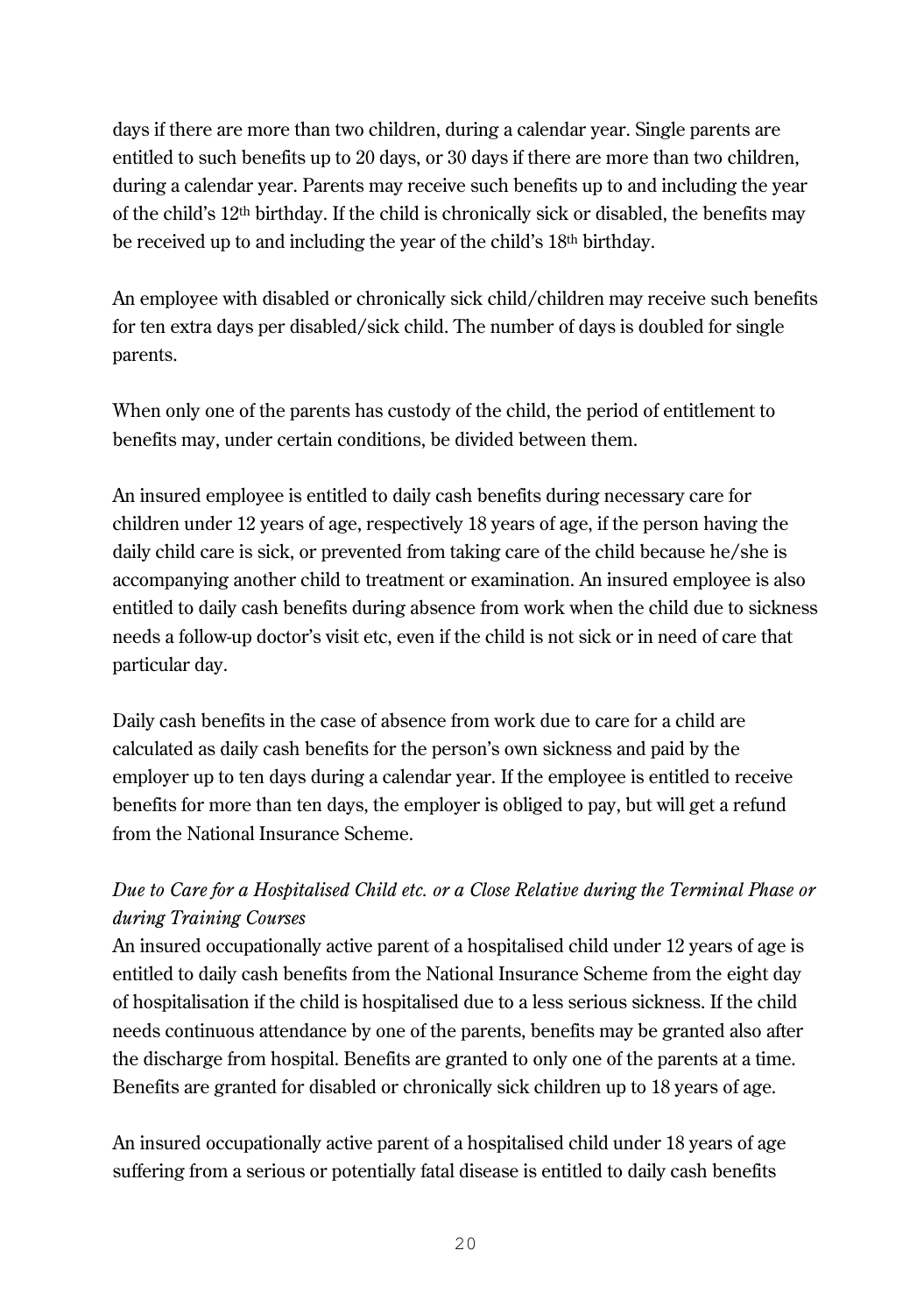days if there are more than two children, during a calendar year. Single parents are entitled to such benefits up to 20 days, or 30 days if there are more than two children, during a calendar year. Parents may receive such benefits up to and including the year of the child's 12th birthday. If the child is chronically sick or disabled, the benefits may be received up to and including the year of the child's 18th birthday.

An employee with disabled or chronically sick child/children may receive such benefits for ten extra days per disabled/sick child. The number of days is doubled for single parents.

When only one of the parents has custody of the child, the period of entitlement to benefits may, under certain conditions, be divided between them.

An insured employee is entitled to daily cash benefits during necessary care for children under 12 years of age, respectively 18 years of age, if the person having the daily child care is sick, or prevented from taking care of the child because he/she is accompanying another child to treatment or examination. An insured employee is also entitled to daily cash benefits during absence from work when the child due to sickness needs a follow-up doctor's visit etc, even if the child is not sick or in need of care that particular day.

Daily cash benefits in the case of absence from work due to care for a child are calculated as daily cash benefits for the person's own sickness and paid by the employer up to ten days during a calendar year. If the employee is entitled to receive benefits for more than ten days, the employer is obliged to pay, but will get a refund from the National Insurance Scheme.

*Due to Care for a Hospitalised Child etc. or a Close Relative during the Terminal Phase or during Training Courses*

An insured occupationally active parent of a hospitalised child under 12 years of age is entitled to daily cash benefits from the National Insurance Scheme from the eight day of hospitalisation if the child is hospitalised due to a less serious sickness. If the child needs continuous attendance by one of the parents, benefits may be granted also after the discharge from hospital. Benefits are granted to only one of the parents at a time. Benefits are granted for disabled or chronically sick children up to 18 years of age.

An insured occupationally active parent of a hospitalised child under 18 years of age suffering from a serious or potentially fatal disease is entitled to daily cash benefits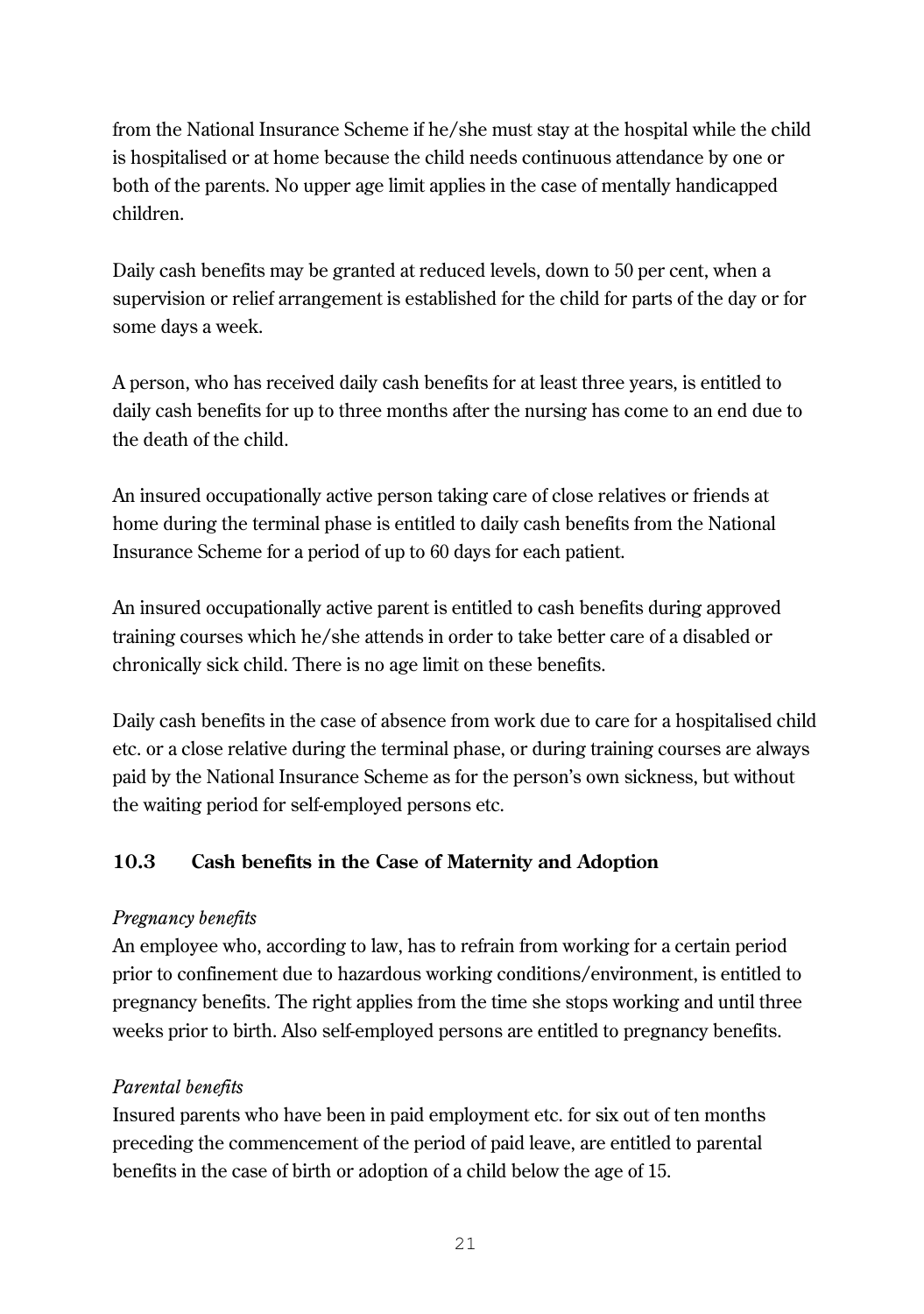from the National Insurance Scheme if he/she must stay at the hospital while the child is hospitalised or at home because the child needs continuous attendance by one or both of the parents. No upper age limit applies in the case of mentally handicapped children.

Daily cash benefits may be granted at reduced levels, down to 50 per cent, when a supervision or relief arrangement is established for the child for parts of the day or for some days a week.

A person, who has received daily cash benefits for at least three years, is entitled to daily cash benefits for up to three months after the nursing has come to an end due to the death of the child.

An insured occupationally active person taking care of close relatives or friends at home during the terminal phase is entitled to daily cash benefits from the National Insurance Scheme for a period of up to 60 days for each patient.

An insured occupationally active parent is entitled to cash benefits during approved training courses which he/she attends in order to take better care of a disabled or chronically sick child. There is no age limit on these benefits.

Daily cash benefits in the case of absence from work due to care for a hospitalised child etc. or a close relative during the terminal phase, or during training courses are always paid by the National Insurance Scheme as for the person's own sickness, but without the waiting period for self-employed persons etc.

### 10.3 Cash benefits in the Case of Maternity and Adoption

*Pregnancy benefits*
An employee who, according to law, has to refrain from working for a certain period prior to confinement due to hazardous working conditions/environment, is entitled to pregnancy benefits. The right applies from the time she stops working and until three weeks prior to birth. Also self-employed persons are entitled to pregnancy benefits.

*Parental benefits*
Insured parents who have been in paid employment etc. for six out of ten months preceding the commencement of the period of paid leave, are entitled to parental benefits in the case of birth or adoption of a child below the age of 15.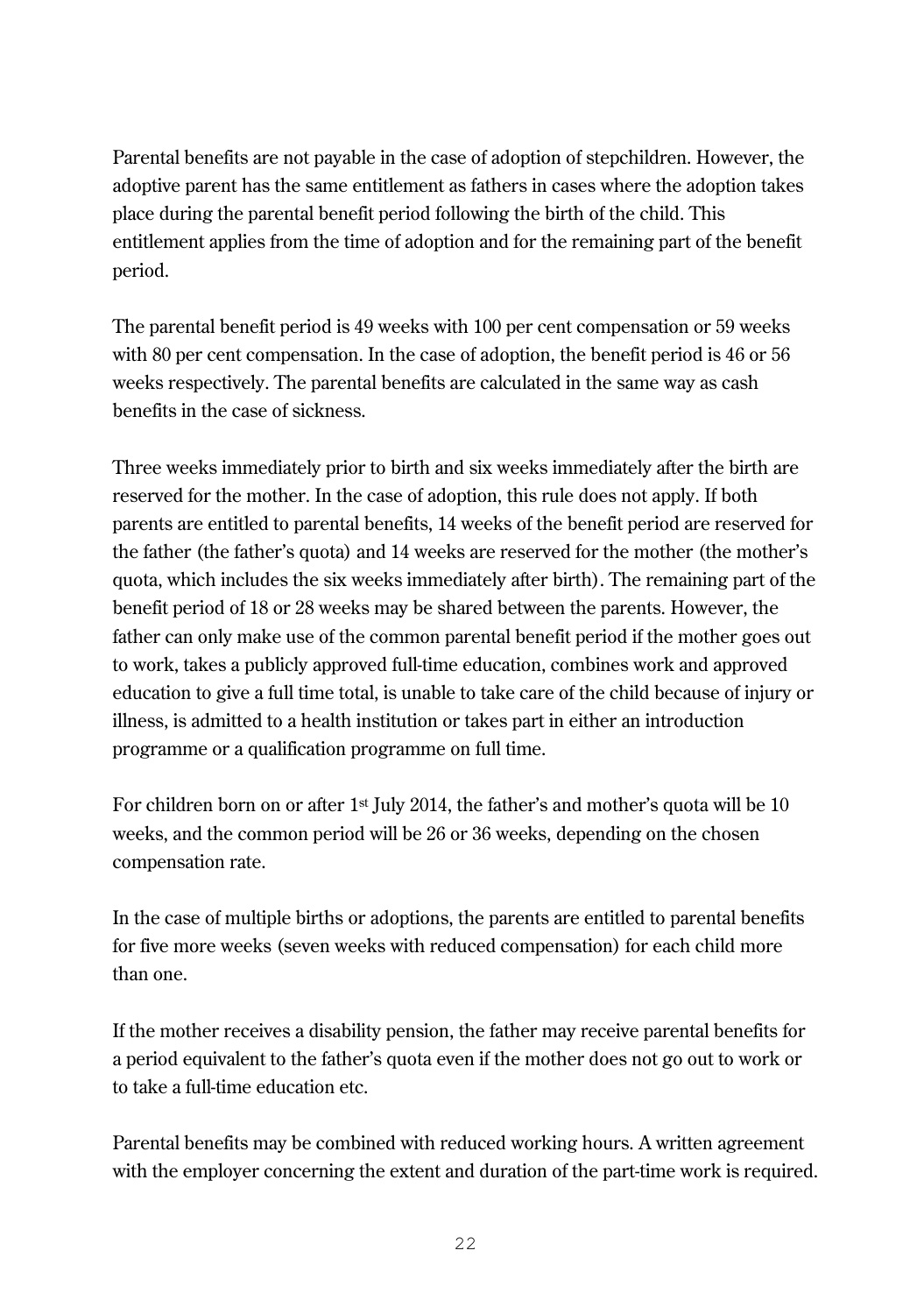Parental benefits are not payable in the case of adoption of stepchildren. However, the adoptive parent has the same entitlement as fathers in cases where the adoption takes place during the parental benefit period following the birth of the child. This entitlement applies from the time of adoption and for the remaining part of the benefit period.

The parental benefit period is 49 weeks with 100 per cent compensation or 59 weeks with 80 per cent compensation. In the case of adoption, the benefit period is 46 or 56 weeks respectively. The parental benefits are calculated in the same way as cash benefits in the case of sickness.

Three weeks immediately prior to birth and six weeks immediately after the birth are reserved for the mother. In the case of adoption, this rule does not apply. If both parents are entitled to parental benefits, 14 weeks of the benefit period are reserved for the father (the father's quota) and 14 weeks are reserved for the mother (the mother's quota, which includes the six weeks immediately after birth). The remaining part of the benefit period of 18 or 28 weeks may be shared between the parents. However, the father can only make use of the common parental benefit period if the mother goes out to work, takes a publicly approved full-time education, combines work and approved education to give a full time total, is unable to take care of the child because of injury or illness, is admitted to a health institution or takes part in either an introduction programme or a qualification programme on full time.

For children born on or after 1st July 2014, the father's and mother's quota will be 10 weeks, and the common period will be 26 or 36 weeks, depending on the chosen compensation rate.

In the case of multiple births or adoptions, the parents are entitled to parental benefits for five more weeks (seven weeks with reduced compensation) for each child more than one.

If the mother receives a disability pension, the father may receive parental benefits for a period equivalent to the father's quota even if the mother does not go out to work or to take a full-time education etc.

Parental benefits may be combined with reduced working hours. A written agreement with the employer concerning the extent and duration of the part-time work is required.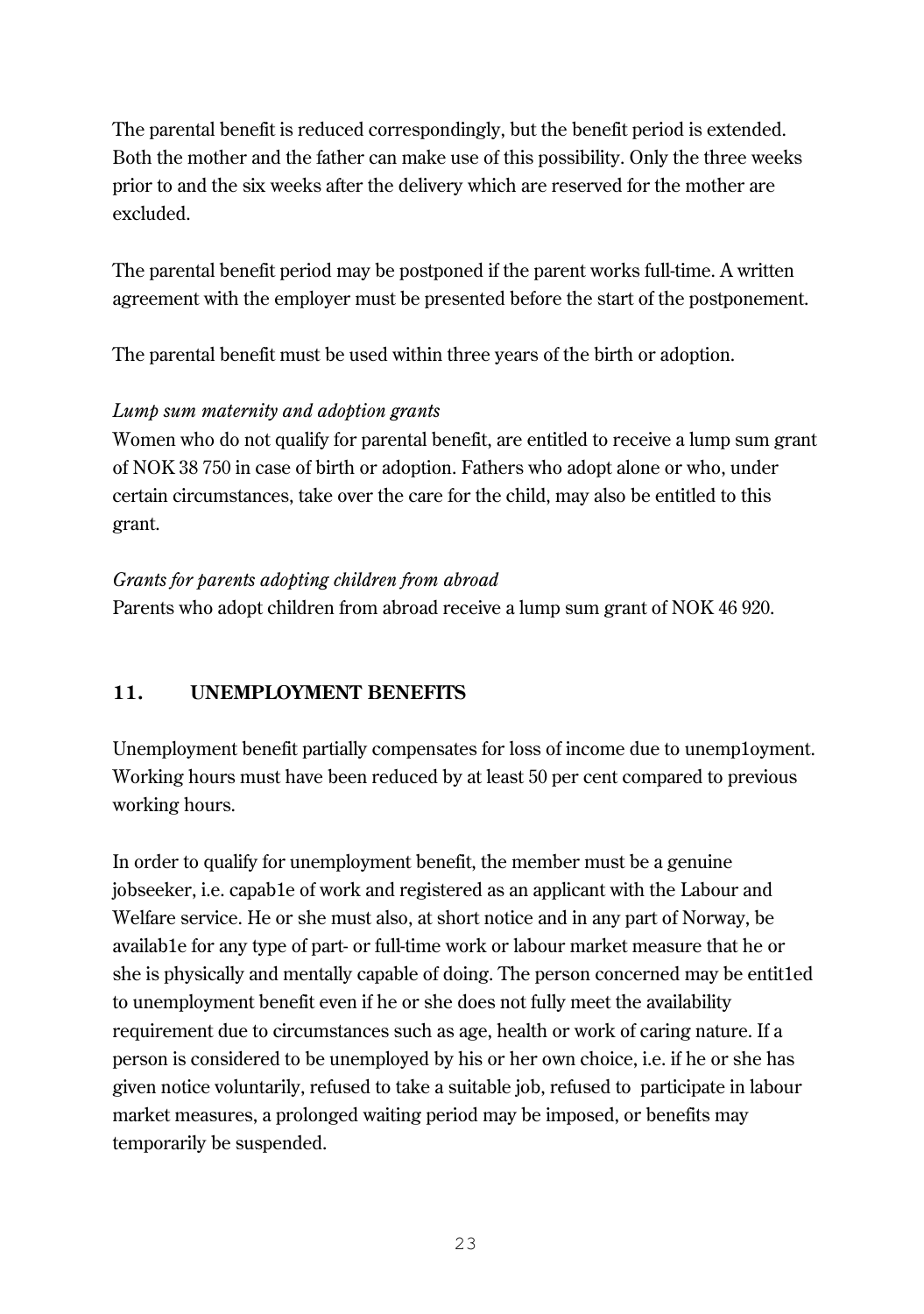The parental benefit is reduced correspondingly, but the benefit period is extended. Both the mother and the father can make use of this possibility. Only the three weeks prior to and the six weeks after the delivery which are reserved for the mother are excluded.

The parental benefit period may be postponed if the parent works full-time. A written agreement with the employer must be presented before the start of the postponement.

The parental benefit must be used within three years of the birth or adoption.

*Lump sum maternity and adoption grants*
Women who do not qualify for parental benefit, are entitled to receive a lump sum grant of NOK 38 750 in case of birth or adoption. Fathers who adopt alone or who, under certain circumstances, take over the care for the child, may also be entitled to this grant.

*Grants for parents adopting children from abroad*
Parents who adopt children from abroad receive a lump sum grant of NOK 46 920.

## 11. UNEMPLOYMENT BENEFITS

Unemployment benefit partially compensates for loss of income due to unemp1oyment. Working hours must have been reduced by at least 50 per cent compared to previous working hours.

In order to qualify for unemployment benefit, the member must be a genuine jobseeker, i.e. capab1e of work and registered as an applicant with the Labour and Welfare service. He or she must also, at short notice and in any part of Norway, be availab1e for any type of part- or full-time work or labour market measure that he or she is physically and mentally capable of doing. The person concerned may be entit1ed to unemployment benefit even if he or she does not fully meet the availability requirement due to circumstances such as age, health or work of caring nature. If a person is considered to be unemployed by his or her own choice, i.e. if he or she has given notice voluntarily, refused to take a suitable job, refused to participate in labour market measures, a prolonged waiting period may be imposed, or benefits may temporarily be suspended.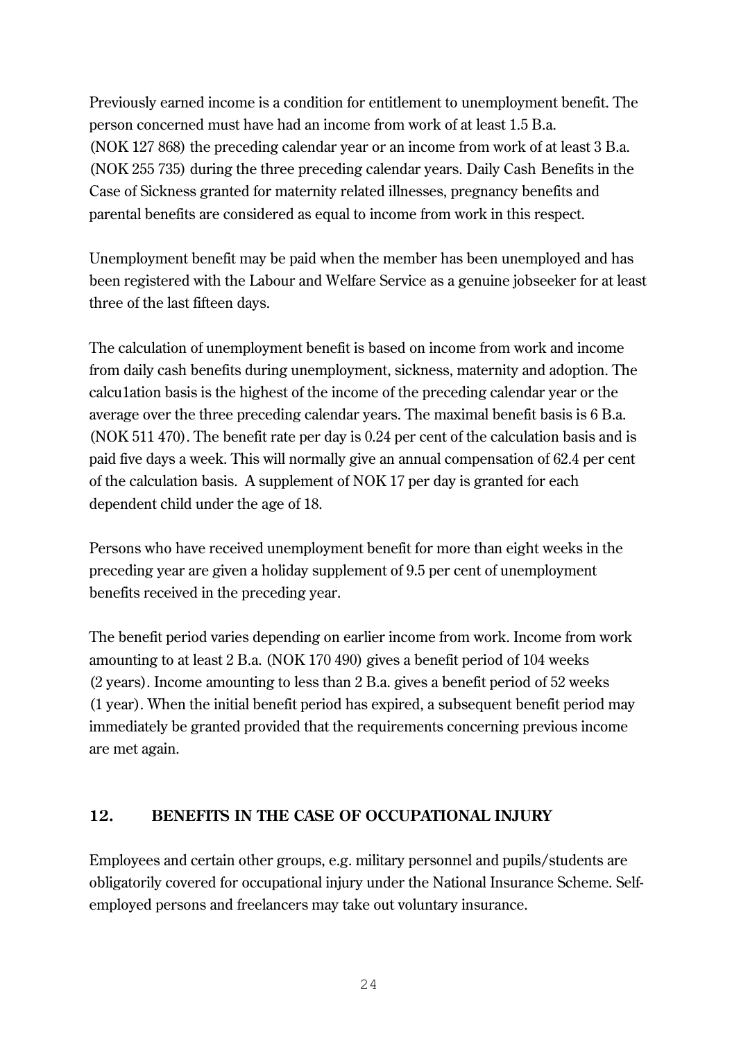Previously earned income is a condition for entitlement to unemployment benefit. The person concerned must have had an income from work of at least 1.5 B.a. (NOK 127 868) the preceding calendar year or an income from work of at least 3 B.a. (NOK 255 735) during the three preceding calendar years. Daily Cash Benefits in the Case of Sickness granted for maternity related illnesses, pregnancy benefits and parental benefits are considered as equal to income from work in this respect.

Unemployment benefit may be paid when the member has been unemployed and has been registered with the Labour and Welfare Service as a genuine jobseeker for at least three of the last fifteen days.

The calculation of unemployment benefit is based on income from work and income from daily cash benefits during unemployment, sickness, maternity and adoption. The calcu1ation basis is the highest of the income of the preceding calendar year or the average over the three preceding calendar years. The maximal benefit basis is 6 B.a. (NOK 511 470). The benefit rate per day is 0.24 per cent of the calculation basis and is paid five days a week. This will normally give an annual compensation of 62.4 per cent of the calculation basis. A supplement of NOK 17 per day is granted for each dependent child under the age of 18.

Persons who have received unemployment benefit for more than eight weeks in the preceding year are given a holiday supplement of 9.5 per cent of unemployment benefits received in the preceding year.

The benefit period varies depending on earlier income from work. Income from work amounting to at least 2 B.a. (NOK 170 490) gives a benefit period of 104 weeks (2 years). Income amounting to less than 2 B.a. gives a benefit period of 52 weeks (1 year). When the initial benefit period has expired, a subsequent benefit period may immediately be granted provided that the requirements concerning previous income are met again.

## 12. BENEFITS IN THE CASE OF OCCUPATIONAL INJURY

Employees and certain other groups, e.g. military personnel and pupils/students are obligatorily covered for occupational injury under the National Insurance Scheme. Self-employed persons and freelancers may take out voluntary insurance.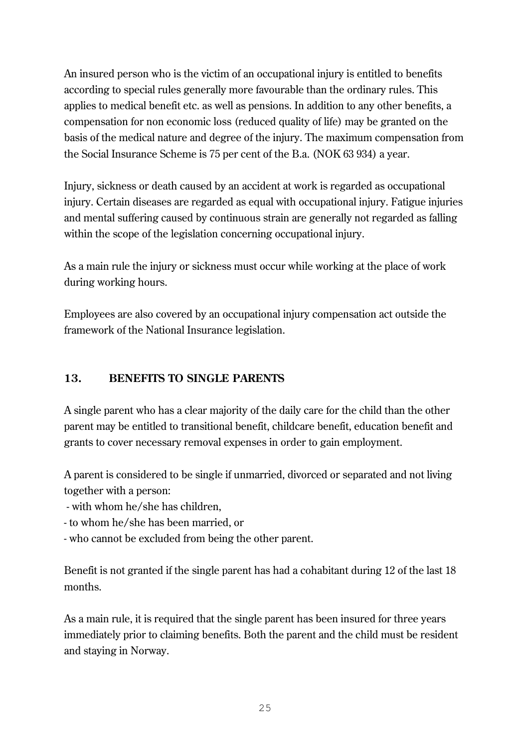An insured person who is the victim of an occupational injury is entitled to benefits according to special rules generally more favourable than the ordinary rules. This applies to medical benefit etc. as well as pensions. In addition to any other benefits, a compensation for non economic loss (reduced quality of life) may be granted on the basis of the medical nature and degree of the injury. The maximum compensation from the Social Insurance Scheme is 75 per cent of the B.a. (NOK 63 934) a year.

Injury, sickness or death caused by an accident at work is regarded as occupational injury. Certain diseases are regarded as equal with occupational injury. Fatigue injuries and mental suffering caused by continuous strain are generally not regarded as falling within the scope of the legislation concerning occupational injury.

As a main rule the injury or sickness must occur while working at the place of work during working hours.

Employees are also covered by an occupational injury compensation act outside the framework of the National Insurance legislation.

## 13. BENEFITS TO SINGLE PARENTS

A single parent who has a clear majority of the daily care for the child than the other parent may be entitled to transitional benefit, childcare benefit, education benefit and grants to cover necessary removal expenses in order to gain employment.

A parent is considered to be single if unmarried, divorced or separated and not living together with a person:

- with whom he/she has children,
- to whom he/she has been married, or
- who cannot be excluded from being the other parent.

Benefit is not granted if the single parent has had a cohabitant during 12 of the last 18 months.

As a main rule, it is required that the single parent has been insured for three years immediately prior to claiming benefits. Both the parent and the child must be resident and staying in Norway.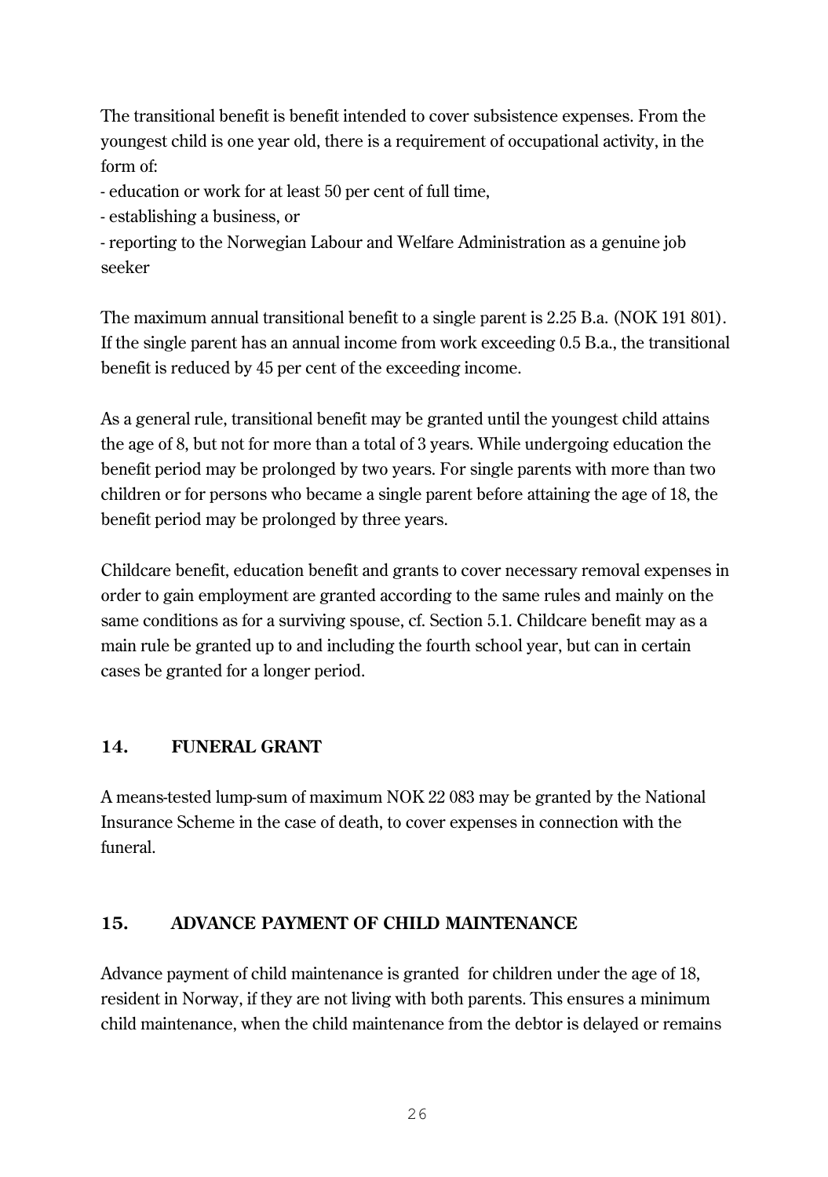The transitional benefit is benefit intended to cover subsistence expenses. From the youngest child is one year old, there is a requirement of occupational activity, in the form of:

- education or work for at least 50 per cent of full time,
- establishing a business, or
- reporting to the Norwegian Labour and Welfare Administration as a genuine job seeker

The maximum annual transitional benefit to a single parent is 2.25 B.a. (NOK 191 801). If the single parent has an annual income from work exceeding 0.5 B.a., the transitional benefit is reduced by 45 per cent of the exceeding income.

As a general rule, transitional benefit may be granted until the youngest child attains the age of 8, but not for more than a total of 3 years. While undergoing education the benefit period may be prolonged by two years. For single parents with more than two children or for persons who became a single parent before attaining the age of 18, the benefit period may be prolonged by three years.

Childcare benefit, education benefit and grants to cover necessary removal expenses in order to gain employment are granted according to the same rules and mainly on the same conditions as for a surviving spouse, cf. Section 5.1. Childcare benefit may as a main rule be granted up to and including the fourth school year, but can in certain cases be granted for a longer period.

## 14. FUNERAL GRANT

A means-tested lump-sum of maximum NOK 22 083 may be granted by the National Insurance Scheme in the case of death, to cover expenses in connection with the funeral.

## 15. ADVANCE PAYMENT OF CHILD MAINTENANCE

Advance payment of child maintenance is granted for children under the age of 18, resident in Norway, if they are not living with both parents. This ensures a minimum child maintenance, when the child maintenance from the debtor is delayed or remains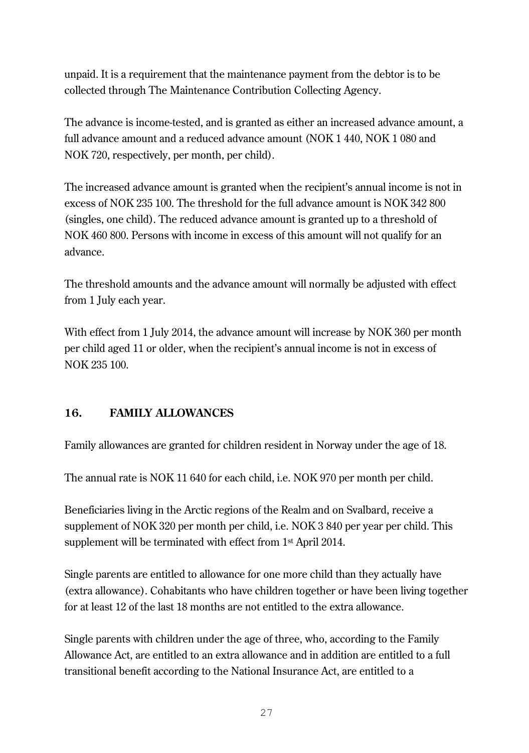unpaid. It is a requirement that the maintenance payment from the debtor is to be collected through The Maintenance Contribution Collecting Agency.

The advance is income-tested, and is granted as either an increased advance amount, a full advance amount and a reduced advance amount (NOK 1 440, NOK 1 080 and NOK 720, respectively, per month, per child).

The increased advance amount is granted when the recipient's annual income is not in excess of NOK 235 100. The threshold for the full advance amount is NOK 342 800 (singles, one child). The reduced advance amount is granted up to a threshold of NOK 460 800. Persons with income in excess of this amount will not qualify for an advance.

The threshold amounts and the advance amount will normally be adjusted with effect from 1 July each year.

With effect from 1 July 2014, the advance amount will increase by NOK 360 per month per child aged 11 or older, when the recipient's annual income is not in excess of NOK 235 100.

## 16. FAMILY ALLOWANCES

Family allowances are granted for children resident in Norway under the age of 18.

The annual rate is NOK 11 640 for each child, i.e. NOK 970 per month per child.

Beneficiaries living in the Arctic regions of the Realm and on Svalbard, receive a supplement of NOK 320 per month per child, i.e. NOK 3 840 per year per child. This supplement will be terminated with effect from 1st April 2014.

Single parents are entitled to allowance for one more child than they actually have (extra allowance). Cohabitants who have children together or have been living together for at least 12 of the last 18 months are not entitled to the extra allowance.

Single parents with children under the age of three, who, according to the Family Allowance Act, are entitled to an extra allowance and in addition are entitled to a full transitional benefit according to the National Insurance Act, are entitled to a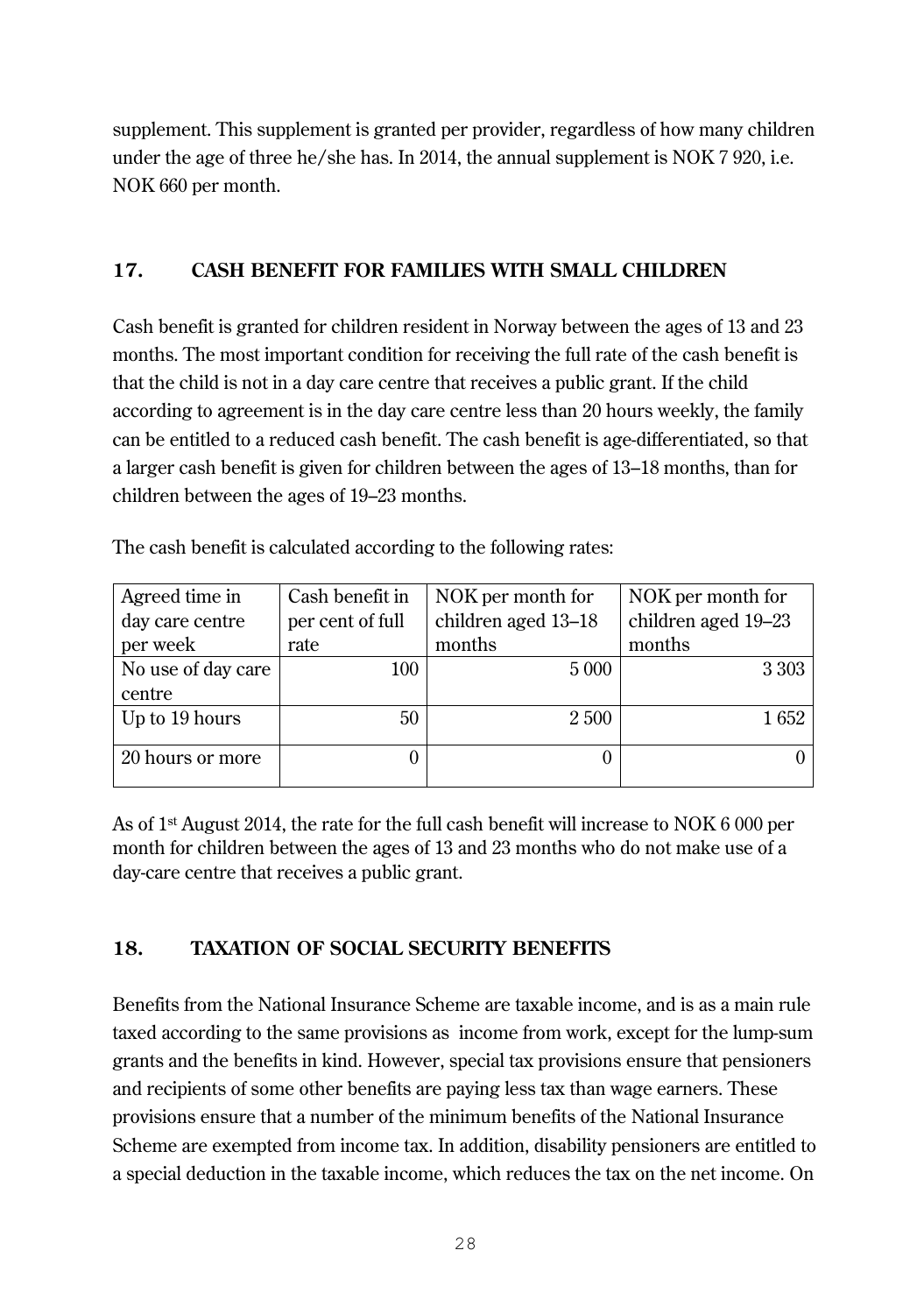supplement. This supplement is granted per provider, regardless of how many children under the age of three he/she has. In 2014, the annual supplement is NOK 7 920, i.e. NOK 660 per month.

## 17. CASH BENEFIT FOR FAMILIES WITH SMALL CHILDREN

Cash benefit is granted for children resident in Norway between the ages of 13 and 23 months. The most important condition for receiving the full rate of the cash benefit is that the child is not in a day care centre that receives a public grant. If the child according to agreement is in the day care centre less than 20 hours weekly, the family can be entitled to a reduced cash benefit. The cash benefit is age-differentiated, so that a larger cash benefit is given for children between the ages of 13–18 months, than for children between the ages of 19–23 months.

The cash benefit is calculated according to the following rates:

| Agreed time in day care centre per week | Cash benefit in per cent of full rate | NOK per month for children aged 13–18 months | NOK per month for children aged 19–23 months |
|---|---|---|---|
| No use of day care centre | 100 | 5 000 | 3 303 |
| Up to 19 hours | 50 | 2 500 | 1 652 |
| 20 hours or more | 0 | 0 | 0 |

As of 1st August 2014, the rate for the full cash benefit will increase to NOK 6 000 per month for children between the ages of 13 and 23 months who do not make use of a day-care centre that receives a public grant.

## 18. TAXATION OF SOCIAL SECURITY BENEFITS

Benefits from the National Insurance Scheme are taxable income, and is as a main rule taxed according to the same provisions as income from work, except for the lump-sum grants and the benefits in kind. However, special tax provisions ensure that pensioners and recipients of some other benefits are paying less tax than wage earners. These provisions ensure that a number of the minimum benefits of the National Insurance Scheme are exempted from income tax. In addition, disability pensioners are entitled to a special deduction in the taxable income, which reduces the tax on the net income. On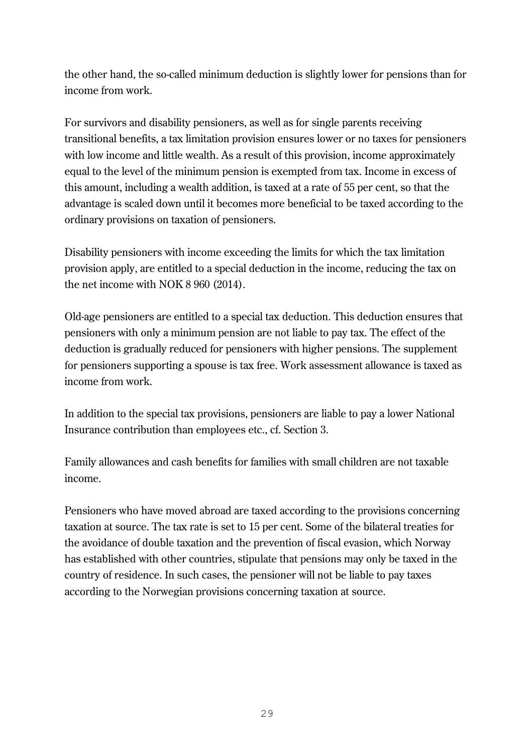the other hand, the so-called minimum deduction is slightly lower for pensions than for income from work.

For survivors and disability pensioners, as well as for single parents receiving transitional benefits, a tax limitation provision ensures lower or no taxes for pensioners with low income and little wealth. As a result of this provision, income approximately equal to the level of the minimum pension is exempted from tax. Income in excess of this amount, including a wealth addition, is taxed at a rate of 55 per cent, so that the advantage is scaled down until it becomes more beneficial to be taxed according to the ordinary provisions on taxation of pensioners.

Disability pensioners with income exceeding the limits for which the tax limitation provision apply, are entitled to a special deduction in the income, reducing the tax on the net income with NOK 8 960 (2014).

Old-age pensioners are entitled to a special tax deduction. This deduction ensures that pensioners with only a minimum pension are not liable to pay tax. The effect of the deduction is gradually reduced for pensioners with higher pensions. The supplement for pensioners supporting a spouse is tax free. Work assessment allowance is taxed as income from work.

In addition to the special tax provisions, pensioners are liable to pay a lower National Insurance contribution than employees etc., cf. Section 3.

Family allowances and cash benefits for families with small children are not taxable income.

Pensioners who have moved abroad are taxed according to the provisions concerning taxation at source. The tax rate is set to 15 per cent. Some of the bilateral treaties for the avoidance of double taxation and the prevention of fiscal evasion, which Norway has established with other countries, stipulate that pensions may only be taxed in the country of residence. In such cases, the pensioner will not be liable to pay taxes according to the Norwegian provisions concerning taxation at source.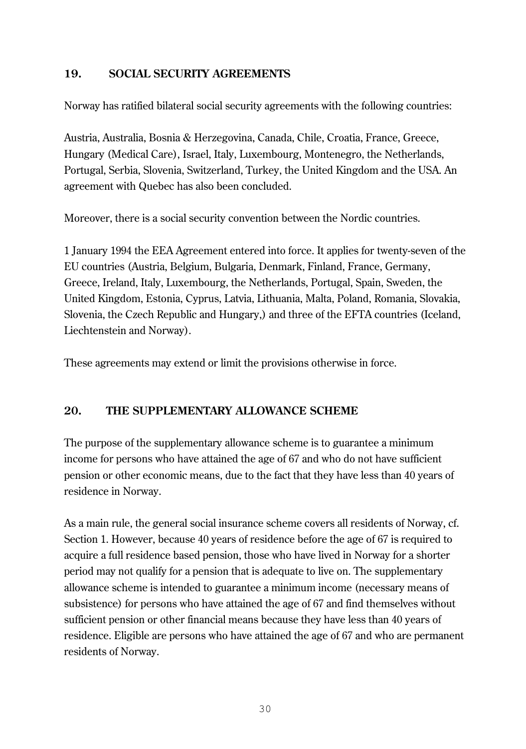## 19. SOCIAL SECURITY AGREEMENTS

Norway has ratified bilateral social security agreements with the following countries:

Austria, Australia, Bosnia & Herzegovina, Canada, Chile, Croatia, France, Greece, Hungary (Medical Care), Israel, Italy, Luxembourg, Montenegro, the Netherlands, Portugal, Serbia, Slovenia, Switzerland, Turkey, the United Kingdom and the USA. An agreement with Quebec has also been concluded.

Moreover, there is a social security convention between the Nordic countries.

1 January 1994 the EEA Agreement entered into force. It applies for twenty-seven of the EU countries (Austria, Belgium, Bulgaria, Denmark, Finland, France, Germany, Greece, Ireland, Italy, Luxembourg, the Netherlands, Portugal, Spain, Sweden, the United Kingdom, Estonia, Cyprus, Latvia, Lithuania, Malta, Poland, Romania, Slovakia, Slovenia, the Czech Republic and Hungary,) and three of the EFTA countries (Iceland, Liechtenstein and Norway).

These agreements may extend or limit the provisions otherwise in force.

## 20. THE SUPPLEMENTARY ALLOWANCE SCHEME

The purpose of the supplementary allowance scheme is to guarantee a minimum income for persons who have attained the age of 67 and who do not have sufficient pension or other economic means, due to the fact that they have less than 40 years of residence in Norway.

As a main rule, the general social insurance scheme covers all residents of Norway, cf. Section 1. However, because 40 years of residence before the age of 67 is required to acquire a full residence based pension, those who have lived in Norway for a shorter period may not qualify for a pension that is adequate to live on. The supplementary allowance scheme is intended to guarantee a minimum income (necessary means of subsistence) for persons who have attained the age of 67 and find themselves without sufficient pension or other financial means because they have less than 40 years of residence. Eligible are persons who have attained the age of 67 and who are permanent residents of Norway.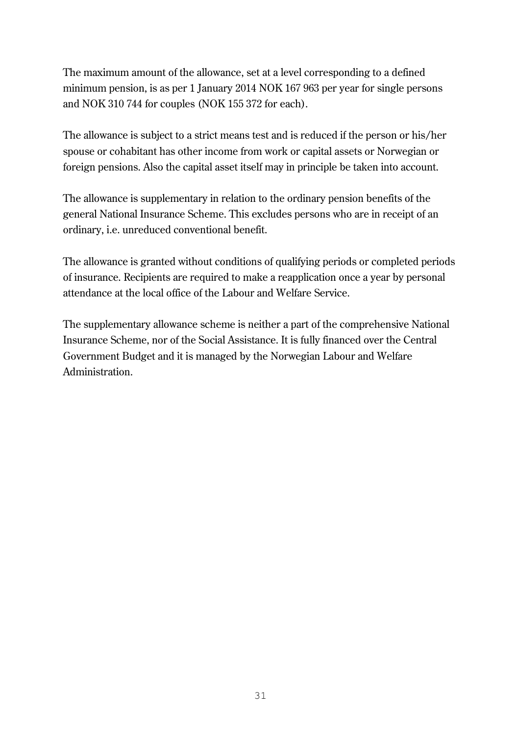The maximum amount of the allowance, set at a level corresponding to a defined minimum pension, is as per 1 January 2014 NOK 167 963 per year for single persons and NOK 310 744 for couples (NOK 155 372 for each).

The allowance is subject to a strict means test and is reduced if the person or his/her spouse or cohabitant has other income from work or capital assets or Norwegian or foreign pensions. Also the capital asset itself may in principle be taken into account.

The allowance is supplementary in relation to the ordinary pension benefits of the general National Insurance Scheme. This excludes persons who are in receipt of an ordinary, i.e. unreduced conventional benefit.

The allowance is granted without conditions of qualifying periods or completed periods of insurance. Recipients are required to make a reapplication once a year by personal attendance at the local office of the Labour and Welfare Service.

The supplementary allowance scheme is neither a part of the comprehensive National Insurance Scheme, nor of the Social Assistance. It is fully financed over the Central Government Budget and it is managed by the Norwegian Labour and Welfare Administration.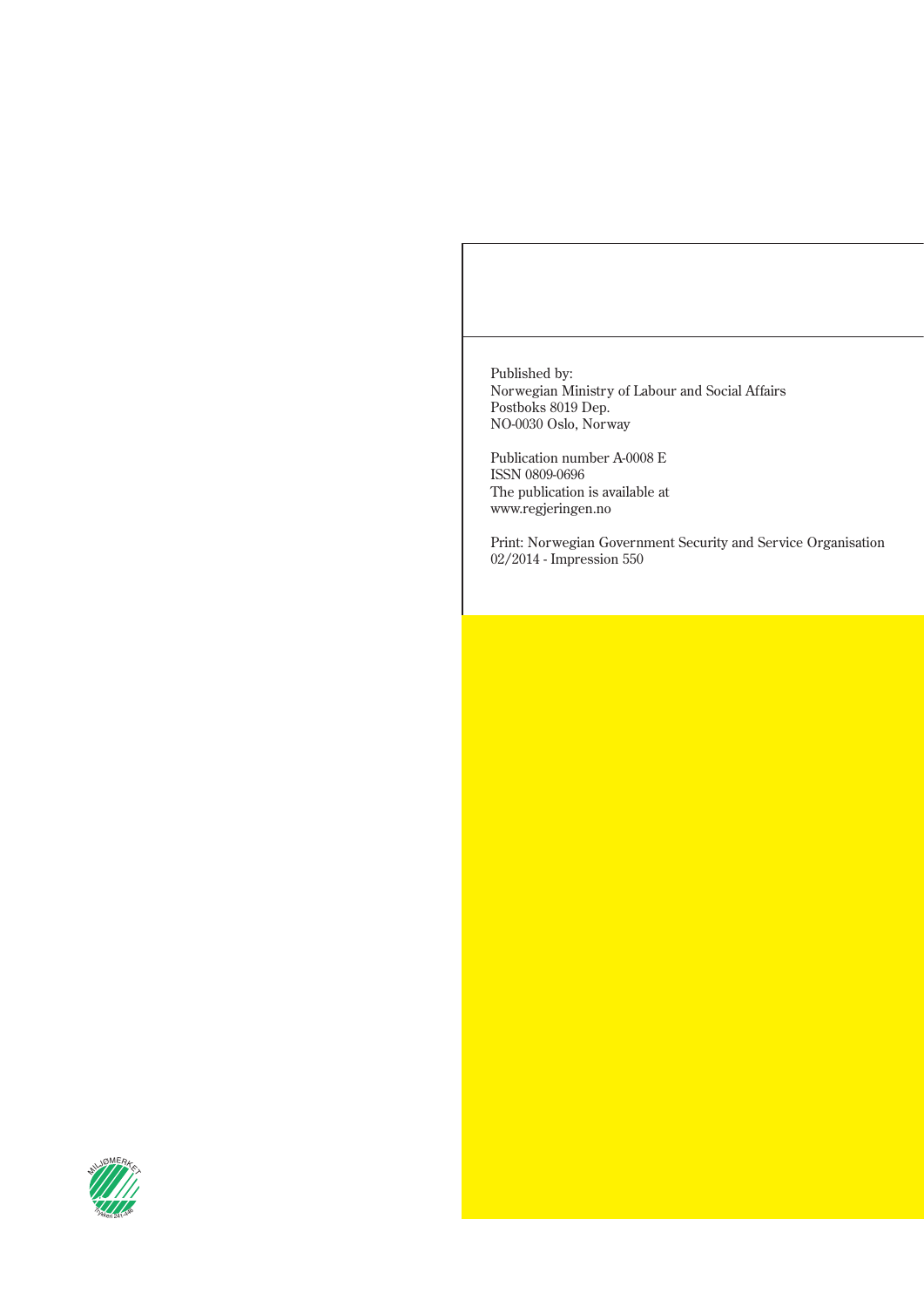Published by:
Norwegian Ministry of Labour and Social Affairs
Postboks 8019 Dep.
NO-0030 Oslo, Norway

Publication number A-0008 E
ISSN 0809-0696
The publication is available at
www.regjeringen.no

Print: Norwegian Government Security and Service Organisation
02/2014 - Impression 550